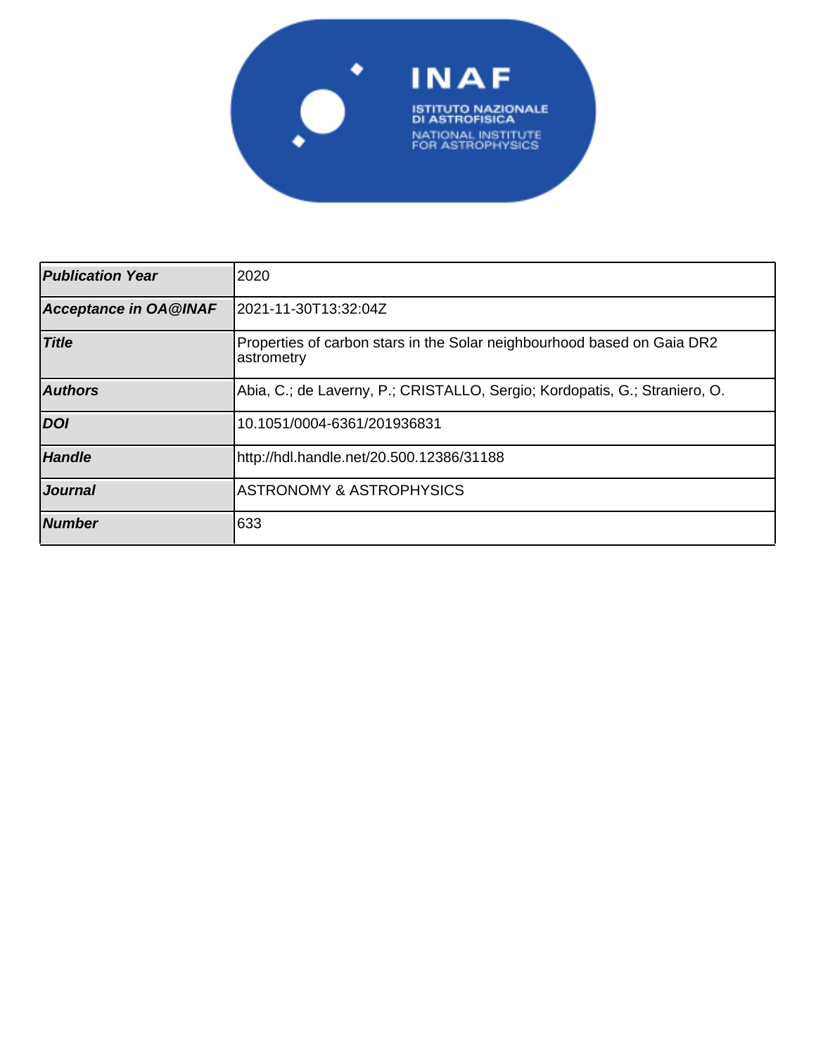| | |
|---|---|
| **Publication Year** | 2020 |
| **Acceptance in OA@INAF** | 2021-11-30T13:32:04Z |
| **Title** | Properties of carbon stars in the Solar neighbourhood based on Gaia DR2 astrometry |
| **Authors** | Abia, C.; de Laverny, P.; CRISTALLO, Sergio; Kordopatis, G.; Straniero, O. |
| **DOI** | 10.1051/0004-6361/201936831 |
| **Handle** | http://hdl.handle.net/20.500.12386/31188 |
| **Journal** | ASTRONOMY & ASTROPHYSICS |
| **Number** | 633 |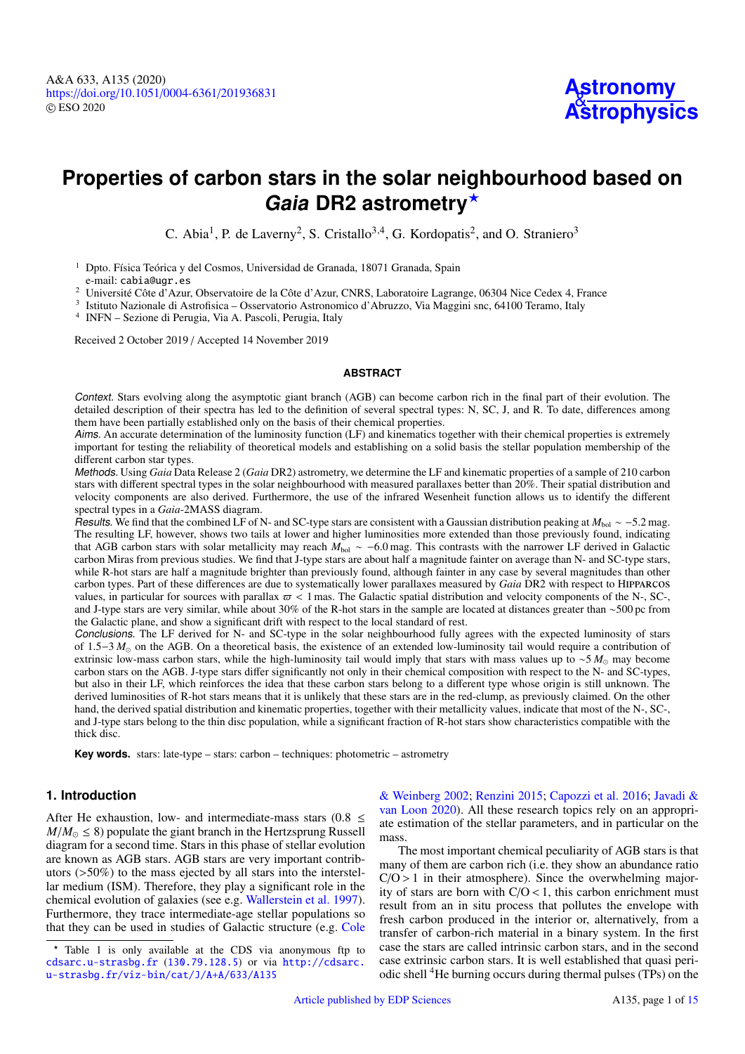# Properties of carbon stars in the solar neighbourhood based on *Gaia* DR2 astrometry★

C. Abia[1], P. de Laverny[2], S. Cristallo[3,4], G. Kordopatis[2], and O. Straniero[3]

[1] Dpto. Física Teórica y del Cosmos, Universidad de Granada, 18071 Granada, Spain
e-mail: cabia@ugr.es

[2] Université Côte d'Azur, Observatoire de la Côte d'Azur, CNRS, Laboratoire Lagrange, 06304 Nice Cedex 4, France

[3] Istituto Nazionale di Astrofisica – Osservatorio Astronomico d'Abruzzo, Via Maggini snc, 64100 Teramo, Italy

[4] INFN – Sezione di Perugia, Via A. Pascoli, Perugia, Italy

Received 2 October 2019 / Accepted 14 November 2019

## ABSTRACT

*Context.* Stars evolving along the asymptotic giant branch (AGB) can become carbon rich in the final part of their evolution. The detailed description of their spectra has led to the definition of several spectral types: N, SC, J, and R. To date, differences among them have been partially established only on the basis of their chemical properties.

*Aims.* An accurate determination of the luminosity function (LF) and kinematics together with their chemical properties is extremely important for testing the reliability of theoretical models and establishing on a solid basis the stellar population membership of the different carbon star types.

*Methods.* Using *Gaia* Data Release 2 (*Gaia* DR2) astrometry, we determine the LF and kinematic properties of a sample of 210 carbon stars with different spectral types in the solar neighbourhood with measured parallaxes better than 20%. Their spatial distribution and velocity components are also derived. Furthermore, the use of the infrared Wesenheit function allows us to identify the different spectral types in a *Gaia*-2MASS diagram.

*Results.* We find that the combined LF of N- and SC-type stars are consistent with a Gaussian distribution peaking at $M_{\rm bol} \sim -5.2$ mag. The resulting LF, however, shows two tails at lower and higher luminosities more extended than those previously found, indicating that AGB carbon stars with solar metallicity may reach $M_{\rm bol} \sim -6.0$ mag. This contrasts with the narrower LF derived in Galactic carbon Miras from previous studies. We find that J-type stars are about half a magnitude fainter on average than N- and SC-type stars, while R-hot stars are half a magnitude brighter than previously found, although fainter in any case by several magnitudes than other carbon types. Part of these differences are due to systematically lower parallaxes measured by *Gaia* DR2 with respect to HIPPARCOS values, in particular for sources with parallax $\varpi < 1$ mas. The Galactic spatial distribution and velocity components of the N-, SC-, and J-type stars are very similar, while about 30% of the R-hot stars in the sample are located at distances greater than ~500 pc from the Galactic plane, and show a significant drift with respect to the local standard of rest.

*Conclusions.* The LF derived for N- and SC-type in the solar neighbourhood fully agrees with the expected luminosity of stars of 1.5–3 $M_\odot$ on the AGB. On a theoretical basis, the existence of an extended low-luminosity tail would require a contribution of extrinsic low-mass carbon stars, while the high-luminosity tail would imply that stars with mass values up to $\sim 5\,M_\odot$ may become carbon stars on the AGB. J-type stars differ significantly not only in their chemical composition with respect to the N- and SC-types, but also in their LF, which reinforces the idea that these carbon stars belong to a different type whose origin is still unknown. The derived luminosities of R-hot stars means that it is unlikely that these stars are in the red-clump, as previously claimed. On the other hand, the derived spatial distribution and kinematic properties, together with their metallicity values, indicate that most of the N-, SC-, and J-type stars belong to the thin disc population, while a significant fraction of R-hot stars show characteristics compatible with the thick disc.

**Key words.** stars: late-type – stars: carbon – techniques: photometric – astrometry

## 1. Introduction

After He exhaustion, low- and intermediate-mass stars ($0.8 \leq M/M_\odot \leq 8$) populate the giant branch in the Hertzsprung Russell diagram for a second time. Stars in this phase of stellar evolution are known as AGB stars. AGB stars are very important contributors (>50%) to the mass ejected by all stars into the interstellar medium (ISM). Therefore, they play a significant role in the chemical evolution of galaxies (see e.g. Wallerstein et al. 1997). Furthermore, they trace intermediate-age stellar populations so that they can be used in studies of Galactic structure (e.g. Cole & Weinberg 2002; Renzini 2015; Capozzi et al. 2016; Javadi & van Loon 2020). All these research topics rely on an appropriate estimation of the stellar parameters, and in particular on the mass.

The most important chemical peculiarity of AGB stars is that many of them are carbon rich (i.e. they show an abundance ratio C/O > 1 in their atmosphere). Since the overwhelming majority of stars are born with C/O < 1, this carbon enrichment must result from an in situ process that pollutes the envelope with fresh carbon produced in the interior or, alternatively, from a transfer of carbon-rich material in a binary system. In the first case the stars are called intrinsic carbon stars, and in the second case extrinsic carbon stars. It is well established that quasi periodic shell $^4$He burning occurs during thermal pulses (TPs) on the

★ Table 1 is only available at the CDS via anonymous ftp to cdsarc.u-strasbg.fr (130.79.128.5) or via http://cdsarc.u-strasbg.fr/viz-bin/cat/J/A+A/633/A135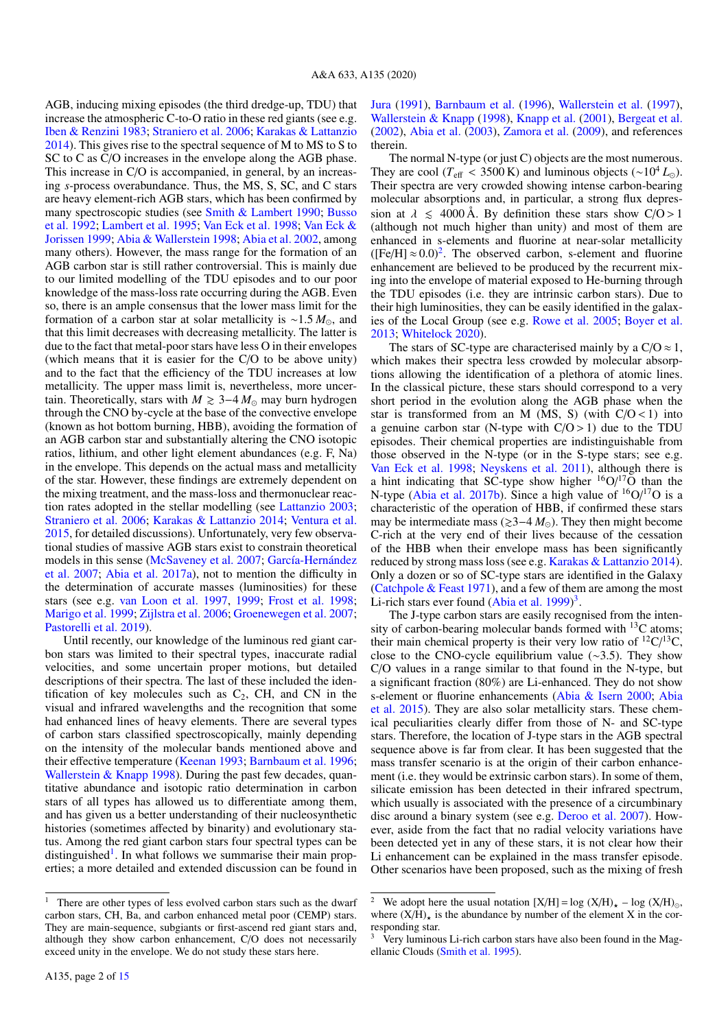AGB, inducing mixing episodes (the third dredge-up, TDU) that increase the atmospheric C-to-O ratio in these red giants (see e.g. Iben & Renzini 1983; Straniero et al. 2006; Karakas & Lattanzio 2014). This gives rise to the spectral sequence of M to MS to S to SC to C as C/O increases in the envelope along the AGB phase. This increase in C/O is accompanied, in general, by an increasing *s*-process overabundance. Thus, the MS, S, SC, and C stars are heavy element-rich AGB stars, which has been confirmed by many spectroscopic studies (see Smith & Lambert 1990; Busso et al. 1992; Lambert et al. 1995; Van Eck et al. 1998; Van Eck & Jorissen 1999; Abia & Wallerstein 1998; Abia et al. 2002, among many others). However, the mass range for the formation of an AGB carbon star is still rather controversial. This is mainly due to our limited modelling of the TDU episodes and to our poor knowledge of the mass-loss rate occurring during the AGB. Even so, there is an ample consensus that the lower mass limit for the formation of a carbon star at solar metallicity is $\sim 1.5\,M_{\odot}$, and that this limit decreases with decreasing metallicity. The latter is due to the fact that metal-poor stars have less O in their envelopes (which means that it is easier for the C/O to be above unity) and to the fact that the efficiency of the TDU increases at low metallicity. The upper mass limit is, nevertheless, more uncertain. Theoretically, stars with $M \gtrsim 3-4\,M_{\odot}$ may burn hydrogen through the CNO by-cycle at the base of the convective envelope (known as hot bottom burning, HBB), avoiding the formation of an AGB carbon star and substantially altering the CNO isotopic ratios, lithium, and other light element abundances (e.g. F, Na) in the envelope. This depends on the actual mass and metallicity of the star. However, these findings are extremely dependent on the mixing treatment, and the mass-loss and thermonuclear reaction rates adopted in the stellar modelling (see Lattanzio 2003; Straniero et al. 2006; Karakas & Lattanzio 2014; Ventura et al. 2015, for detailed discussions). Unfortunately, very few observational studies of massive AGB stars exist to constrain theoretical models in this sense (McSaveney et al. 2007; García-Hernández et al. 2007; Abia et al. 2017a), not to mention the difficulty in the determination of accurate masses (luminosities) for these stars (see e.g. van Loon et al. 1997, 1999; Frost et al. 1998; Marigo et al. 1999; Zijlstra et al. 2006; Groenewegen et al. 2007; Pastorelli et al. 2019).

Until recently, our knowledge of the luminous red giant carbon stars was limited to their spectral types, inaccurate radial velocities, and some uncertain proper motions, but detailed descriptions of their spectra. The last of these included the identification of key molecules such as $C_2$, CH, and CN in the visual and infrared wavelengths and the recognition that some had enhanced lines of heavy elements. There are several types of carbon stars classified spectroscopically, mainly depending on the intensity of the molecular bands mentioned above and their effective temperature (Keenan 1993; Barnbaum et al. 1996; Wallerstein & Knapp 1998). During the past few decades, quantitative abundance and isotopic ratio determination in carbon stars of all types has allowed us to differentiate among them, and has given us a better understanding of their nucleosynthetic histories (sometimes affected by binarity) and evolutionary status. Among the red giant carbon stars four spectral types can be distinguished[1]. In what follows we summarise their main properties; a more detailed and extended discussion can be found in Jura (1991), Barnbaum et al. (1996), Wallerstein et al. (1997), Wallerstein & Knapp (1998), Knapp et al. (2001), Bergeat et al. (2002), Abia et al. (2003), Zamora et al. (2009), and references therein.

The normal N-type (or just C) objects are the most numerous. They are cool ($T_{\rm eff}$ < 3500 K) and luminous objects ($\sim 10^4\,L_{\odot}$). Their spectra are very crowded showing intense carbon-bearing molecular absorptions and, in particular, a strong flux depression at $\lambda \lesssim 4000$ Å. By definition these stars show C/O > 1 (although not much higher than unity) and most of them are enhanced in s-elements and fluorine at near-solar metallicity ([Fe/H] $\approx 0.0$)[2]. The observed carbon, s-element and fluorine enhancement are believed to be produced by the recurrent mixing into the envelope of material exposed to He-burning through the TDU episodes (i.e. they are intrinsic carbon stars). Due to their high luminosities, they can be easily identified in the galaxies of the Local Group (see e.g. Rowe et al. 2005; Boyer et al. 2013; Whitelock 2020).

The stars of SC-type are characterised mainly by a C/O $\approx$ 1, which makes their spectra less crowded by molecular absorptions allowing the identification of a plethora of atomic lines. In the classical picture, these stars should correspond to a very short period in the evolution along the AGB phase when the star is transformed from an M (MS, S) (with C/O < 1) into a genuine carbon star (N-type with C/O > 1) due to the TDU episodes. Their chemical properties are indistinguishable from those observed in the N-type (or in the S-type stars; see e.g. Van Eck et al. 1998; Neyskens et al. 2011), although there is a hint indicating that SC-type show higher $^{16}$O/$^{17}$O than the N-type (Abia et al. 2017b). Since a high value of $^{16}$O/$^{17}$O is a characteristic of the operation of HBB, if confirmed these stars may be intermediate mass ($\gtrsim 3-4\,M_{\odot}$). They then might become C-rich at the very end of their lives because of the cessation of the HBB when their envelope mass has been significantly reduced by strong mass loss (see e.g. Karakas & Lattanzio 2014). Only a dozen or so of SC-type stars are identified in the Galaxy (Catchpole & Feast 1971), and a few of them are among the most Li-rich stars ever found (Abia et al. 1999)[3].

The J-type carbon stars are easily recognised from the intensity of carbon-bearing molecular bands formed with $^{13}$C atoms; their main chemical property is their very low ratio of $^{12}$C/$^{13}$C, close to the CNO-cycle equilibrium value (∼3.5). They show C/O values in a range similar to that found in the N-type, but a significant fraction (80%) are Li-enhanced. They do not show s-element or fluorine enhancements (Abia & Isern 2000; Abia et al. 2015). They are also solar metallicity stars. These chemical peculiarities clearly differ from those of N- and SC-type stars. Therefore, the location of J-type stars in the AGB spectral sequence above is far from clear. It has been suggested that the mass transfer scenario is at the origin of their carbon enhancement (i.e. they would be extrinsic carbon stars). In some of them, silicate emission has been detected in their infrared spectrum, which usually is associated with the presence of a circumbinary disc around a binary system (see e.g. Deroo et al. 2007). However, aside from the fact that no radial velocity variations have been detected yet in any of these stars, it is not clear how their Li enhancement can be explained in the mass transfer episode. Other scenarios have been proposed, such as the mixing of fresh

---

[1] There are other types of less evolved carbon stars such as the dwarf carbon stars, CH, Ba, and carbon enhanced metal poor (CEMP) stars. They are main-sequence, subgiants or first-ascent red giant stars and, although they show carbon enhancement, C/O does not necessarily exceed unity in the envelope. We do not study these stars here.

[2] We adopt here the usual notation [X/H] = log (X/H)$_{\star}$ − log (X/H)$_{\odot}$, where (X/H)$_{\star}$ is the abundance by number of the element X in the corresponding star.

[3] Very luminous Li-rich carbon stars have also been found in the Magellanic Clouds (Smith et al. 1995).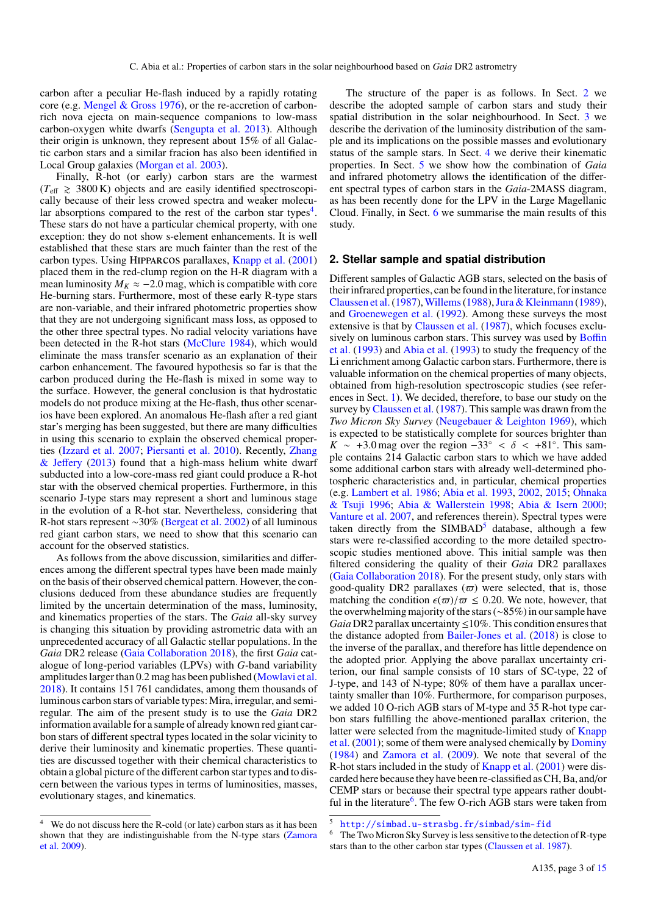carbon after a peculiar He-flash induced by a rapidly rotating core (e.g. Mengel & Gross 1976), or the re-accretion of carbon-rich nova ejecta on main-sequence companions to low-mass carbon-oxygen white dwarfs (Sengupta et al. 2013). Although their origin is unknown, they represent about 15% of all Galactic carbon stars and a similar fracion has also been identified in Local Group galaxies (Morgan et al. 2003).

Finally, R-hot (or early) carbon stars are the warmest ($T_{\rm eff} \gtrsim 3800$ K) objects and are easily identified spectroscopically because of their less crowed spectra and weaker molecular absorptions compared to the rest of the carbon star types[4]. These stars do not have a particular chemical property, with one exception: they do not show s-element enhancements. It is well established that these stars are much fainter than the rest of the carbon types. Using HIPPARCOS parallaxes, Knapp et al. (2001) placed them in the red-clump region on the H-R diagram with a mean luminosity $M_K \approx -2.0$ mag, which is compatible with core He-burning stars. Furthermore, most of these early R-type stars are non-variable, and their infrared photometric properties show that they are not undergoing significant mass loss, as opposed to the other three spectral types. No radial velocity variations have been detected in the R-hot stars (McClure 1984), which would eliminate the mass transfer scenario as an explanation of their carbon enhancement. The favoured hypothesis so far is that the carbon produced during the He-flash is mixed in some way to the surface. However, the general conclusion is that hydrostatic models do not produce mixing at the He-flash, thus other scenarios have been explored. An anomalous He-flash after a red giant star's merging has been suggested, but there are many difficulties in using this scenario to explain the observed chemical properties (Izzard et al. 2007; Piersanti et al. 2010). Recently, Zhang & Jeffery (2013) found that a high-mass helium white dwarf subducted into a low-core-mass red giant could produce a R-hot star with the observed chemical properties. Furthermore, in this scenario J-type stars may represent a short and luminous stage in the evolution of a R-hot star. Nevertheless, considering that R-hot stars represent ~30% (Bergeat et al. 2002) of all luminous red giant carbon stars, we need to show that this scenario can account for the observed statistics.

As follows from the above discussion, similarities and differences among the different spectral types have been made mainly on the basis of their observed chemical pattern. However, the conclusions deduced from these abundance studies are frequently limited by the uncertain determination of the mass, luminosity, and kinematics properties of the stars. The *Gaia* all-sky survey is changing this situation by providing astrometric data with an unprecedented accuracy of all Galactic stellar populations. In the *Gaia* DR2 release (Gaia Collaboration 2018), the first *Gaia* catalogue of long-period variables (LPVs) with *G*-band variability amplitudes larger than 0.2 mag has been published (Mowlavi et al. 2018). It contains 151 761 candidates, among them thousands of luminous carbon stars of variable types: Mira, irregular, and semi-regular. The aim of the present study is to use the *Gaia* DR2 information available for a sample of already known red giant carbon stars of different spectral types located in the solar vicinity to derive their luminosity and kinematic properties. These quantities are discussed together with their chemical characteristics to obtain a global picture of the different carbon star types and to discern between the various types in terms of luminosities, masses, evolutionary stages, and kinematics.

The structure of the paper is as follows. In Sect. 2 we describe the adopted sample of carbon stars and study their spatial distribution in the solar neighbourhood. In Sect. 3 we describe the derivation of the luminosity distribution of the sample and its implications on the possible masses and evolutionary status of the sample stars. In Sect. 4 we derive their kinematic properties. In Sect. 5 we show how the combination of *Gaia* and infrared photometry allows the identification of the different spectral types of carbon stars in the *Gaia*-2MASS diagram, as has been recently done for the LPV in the Large Magellanic Cloud. Finally, in Sect. 6 we summarise the main results of this study.

## 2. Stellar sample and spatial distribution

Different samples of Galactic AGB stars, selected on the basis of their infrared properties, can be found in the literature, for instance Claussen et al. (1987), Willems (1988), Jura & Kleinmann (1989), and Groenewegen et al. (1992). Among these surveys the most extensive is that by Claussen et al. (1987), which focuses exclusively on luminous carbon stars. This survey was used by Boffin et al. (1993) and Abia et al. (1993) to study the frequency of the Li enrichment among Galactic carbon stars. Furthermore, there is valuable information on the chemical properties of many objects, obtained from high-resolution spectroscopic studies (see references in Sect. 1). We decided, therefore, to base our study on the survey by Claussen et al. (1987). This sample was drawn from the *Two Micron Sky Survey* (Neugebauer & Leighton 1969), which is expected to be statistically complete for sources brighter than $K \sim +3.0$ mag over the region $-33^\circ < \delta < +81^\circ$. This sample contains 214 Galactic carbon stars to which we have added some additional carbon stars with already well-determined photospheric characteristics and, in particular, chemical properties (e.g. Lambert et al. 1986; Abia et al. 1993, 2002, 2015; Ohnaka & Tsuji 1996; Abia & Wallerstein 1998; Abia & Isern 2000; Vanture et al. 2007, and references therein). Spectral types were taken directly from the SIMBAD[5] database, although a few stars were re-classified according to the more detailed spectroscopic studies mentioned above. This initial sample was then filtered considering the quality of their *Gaia* DR2 parallaxes (Gaia Collaboration 2018). For the present study, only stars with good-quality DR2 parallaxes ($\varpi$) were selected, that is, those matching the condition $\epsilon(\varpi)/\varpi \leq 0.20$. We note, however, that the overwhelming majority of the stars (~85%) in our sample have *Gaia* DR2 parallax uncertainty ≤10%. This condition ensures that the distance adopted from Bailer-Jones et al. (2018) is close to the inverse of the parallax, and therefore has little dependence on the adopted prior. Applying the above parallax uncertainty criterion, our final sample consists of 10 stars of SC-type, 22 of J-type, and 143 of N-type; 80% of them have a parallax uncertainty smaller than 10%. Furthermore, for comparison purposes, we added 10 O-rich AGB stars of M-type and 35 R-hot type carbon stars fulfilling the above-mentioned parallax criterion, the latter were selected from the magnitude-limited study of Knapp et al. (2001); some of them were analysed chemically by Dominy (1984) and Zamora et al. (2009). We note that several of the R-hot stars included in the study of Knapp et al. (2001) were discarded here because they have been re-classified as CH, Ba, and/or CEMP stars or because their spectral type appears rather doubtful in the literature[6]. The few O-rich AGB stars were taken from

[4] We do not discuss here the R-cold (or late) carbon stars as it has been shown that they are indistinguishable from the N-type stars (Zamora et al. 2009).

[5] http://simbad.u-strasbg.fr/simbad/sim-fid

[6] The Two Micron Sky Survey is less sensitive to the detection of R-type stars than to the other carbon star types (Claussen et al. 1987).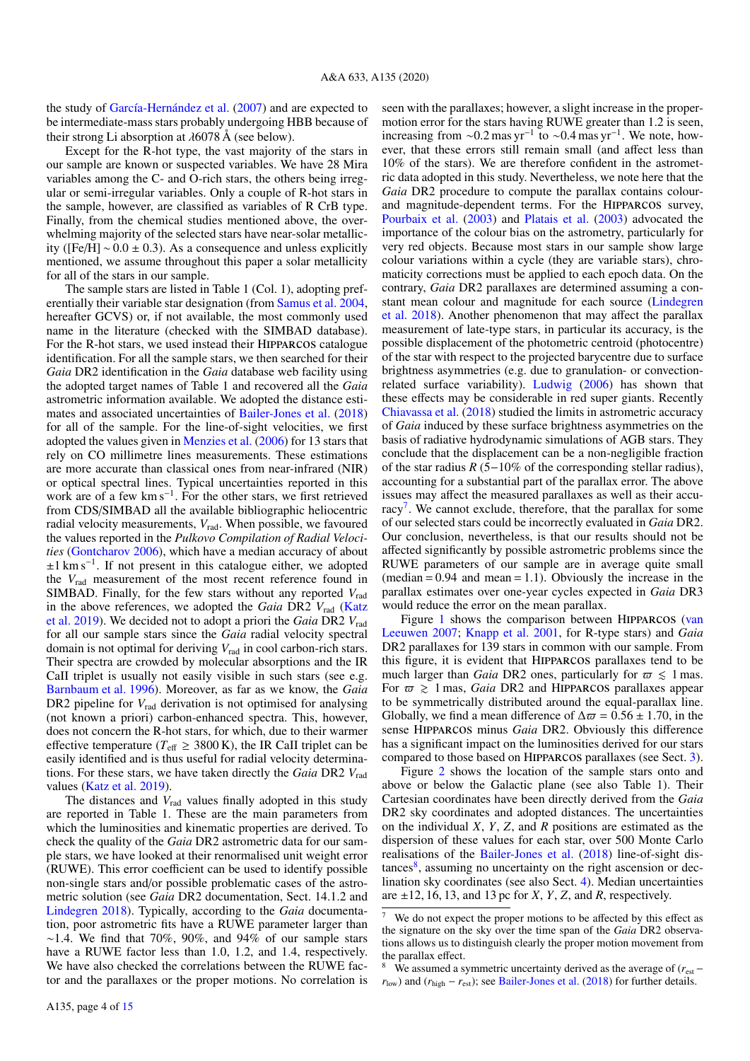the study of García-Hernández et al. (2007) and are expected to be intermediate-mass stars probably undergoing HBB because of their strong Li absorption at λ6078 Å (see below).

Except for the R-hot type, the vast majority of the stars in our sample are known or suspected variables. We have 28 Mira variables among the C- and O-rich stars, the others being irregular or semi-irregular variables. Only a couple of R-hot stars in the sample, however, are classified as variables of R CrB type. Finally, from the chemical studies mentioned above, the overwhelming majority of the selected stars have near-solar metallicity ([Fe/H] ∼ 0.0 ± 0.3). As a consequence and unless explicitly mentioned, we assume throughout this paper a solar metallicity for all of the stars in our sample.

The sample stars are listed in Table 1 (Col. 1), adopting preferentially their variable star designation (from Samus et al. 2004, hereafter GCVS) or, if not available, the most commonly used name in the literature (checked with the SIMBAD database). For the R-hot stars, we used instead their HIPPARCOS catalogue identification. For all the sample stars, we then searched for their *Gaia* DR2 identification in the *Gaia* database web facility using the adopted target names of Table 1 and recovered all the *Gaia* astrometric information available. We adopted the distance estimates and associated uncertainties of Bailer-Jones et al. (2018) for all of the sample. For the line-of-sight velocities, we first adopted the values given in Menzies et al. (2006) for 13 stars that rely on CO millimetre lines measurements. These estimations are more accurate than classical ones from near-infrared (NIR) or optical spectral lines. Typical uncertainties reported in this work are of a few km s$^{-1}$. For the other stars, we first retrieved from CDS/SIMBAD all the available bibliographic heliocentric radial velocity measurements, $V_{\rm rad}$. When possible, we favoured the values reported in the *Pulkovo Compilation of Radial Velocities* (Gontcharov 2006), which have a median accuracy of about ±1 km s$^{-1}$. If not present in this catalogue either, we adopted the $V_{\rm rad}$ measurement of the most recent reference found in SIMBAD. Finally, for the few stars without any reported $V_{\rm rad}$ in the above references, we adopted the *Gaia* DR2 $V_{\rm rad}$ (Katz et al. 2019). We decided not to adopt a priori the *Gaia* DR2 $V_{\rm rad}$ for all our sample stars since the *Gaia* radial velocity spectral domain is not optimal for deriving $V_{\rm rad}$ in cool carbon-rich stars. Their spectra are crowded by molecular absorptions and the IR CaII triplet is usually not easily visible in such stars (see e.g. Barnbaum et al. 1996). Moreover, as far as we know, the *Gaia* DR2 pipeline for $V_{\rm rad}$ derivation is not optimised for analysing (not known a priori) carbon-enhanced spectra. This, however, does not concern the R-hot stars, for which, due to their warmer effective temperature ($T_{\rm eff}$ ≥ 3800 K), the IR CaII triplet can be easily identified and is thus useful for radial velocity determinations. For these stars, we have taken directly the *Gaia* DR2 $V_{\rm rad}$ values (Katz et al. 2019).

The distances and $V_{\rm rad}$ values finally adopted in this study are reported in Table 1. These are the main parameters from which the luminosities and kinematic properties are derived. To check the quality of the *Gaia* DR2 astrometric data for our sample stars, we have looked at their renormalised unit weight error (RUWE). This error coefficient can be used to identify possible non-single stars and/or possible problematic cases of the astrometric solution (see *Gaia* DR2 documentation, Sect. 14.1.2 and Lindegren 2018). Typically, according to the *Gaia* documentation, poor astrometric fits have a RUWE parameter larger than ∼1.4. We find that 70%, 90%, and 94% of our sample stars have a RUWE factor less than 1.0, 1.2, and 1.4, respectively. We have also checked the correlations between the RUWE factor and the parallaxes or the proper motions. No correlation is seen with the parallaxes; however, a slight increase in the proper-motion error for the stars having RUWE greater than 1.2 is seen, increasing from ∼0.2 mas yr$^{-1}$ to ∼0.4 mas yr$^{-1}$. We note, however, that these errors still remain small (and affect less than 10% of the stars). We are therefore confident in the astrometric data adopted in this study. Nevertheless, we note here that the *Gaia* DR2 procedure to compute the parallax contains colour- and magnitude-dependent terms. For the HIPPARCOS survey, Pourbaix et al. (2003) and Platais et al. (2003) advocated the importance of the colour bias on the astrometry, particularly for very red objects. Because most stars in our sample show large colour variations within a cycle (they are variable stars), chromaticity corrections must be applied to each epoch data. On the contrary, *Gaia* DR2 parallaxes are determined assuming a constant mean colour and magnitude for each source (Lindegren et al. 2018). Another phenomenon that may affect the parallax measurement of late-type stars, in particular its accuracy, is the possible displacement of the photometric centroid (photocentre) of the star with respect to the projected barycentre due to surface brightness asymmetries (e.g. due to granulation- or convection-related surface variability). Ludwig (2006) has shown that these effects may be considerable in red super giants. Recently Chiavassa et al. (2018) studied the limits in astrometric accuracy of *Gaia* induced by these surface brightness asymmetries on the basis of radiative hydrodynamic simulations of AGB stars. They conclude that the displacement can be a non-negligible fraction of the star radius $R$ (5−10% of the corresponding stellar radius), accounting for a substantial part of the parallax error. The above issues may affect the measured parallaxes as well as their accuracy[7]. We cannot exclude, therefore, that the parallax for some of our selected stars could be incorrectly evaluated in *Gaia* DR2. Our conclusion, nevertheless, is that our results should not be affected significantly by possible astrometric problems since the RUWE parameters of our sample are in average quite small (median = 0.94 and mean = 1.1). Obviously the increase in the parallax estimates over one-year cycles expected in *Gaia* DR3 would reduce the error on the mean parallax.

Figure 1 shows the comparison between HIPPARCOS (van Leeuwen 2007; Knapp et al. 2001, for R-type stars) and *Gaia* DR2 parallaxes for 139 stars in common with our sample. From this figure, it is evident that HIPPARCOS parallaxes tend to be much larger than *Gaia* DR2 ones, particularly for $\varpi \lesssim$ 1 mas. For $\varpi \gtrsim$ 1 mas, *Gaia* DR2 and HIPPARCOS parallaxes appear to be symmetrically distributed around the equal-parallax line. Globally, we find a mean difference of $\Delta\varpi$ = 0.56 ± 1.70, in the sense HIPPARCOS minus *Gaia* DR2. Obviously this difference has a significant impact on the luminosities derived for our stars compared to those based on HIPPARCOS parallaxes (see Sect. 3).

Figure 2 shows the location of the sample stars onto and above or below the Galactic plane (see also Table 1). Their Cartesian coordinates have been directly derived from the *Gaia* DR2 sky coordinates and adopted distances. The uncertainties on the individual $X$, $Y$, $Z$, and $R$ positions are estimated as the dispersion of these values for each star, over 500 Monte Carlo realisations of the Bailer-Jones et al. (2018) line-of-sight distances[8], assuming no uncertainty on the right ascension or declination sky coordinates (see also Sect. 4). Median uncertainties are ±12, 16, 13, and 13 pc for $X$, $Y$, $Z$, and $R$, respectively.

[7] We do not expect the proper motions to be affected by this effect as the signature on the sky over the time span of the *Gaia* DR2 observations allows us to distinguish clearly the proper motion movement from the parallax effect.

[8] We assumed a symmetric uncertainty derived as the average of ($r_{\rm est} - r_{\rm low}$) and ($r_{\rm high} - r_{\rm est}$); see Bailer-Jones et al. (2018) for further details.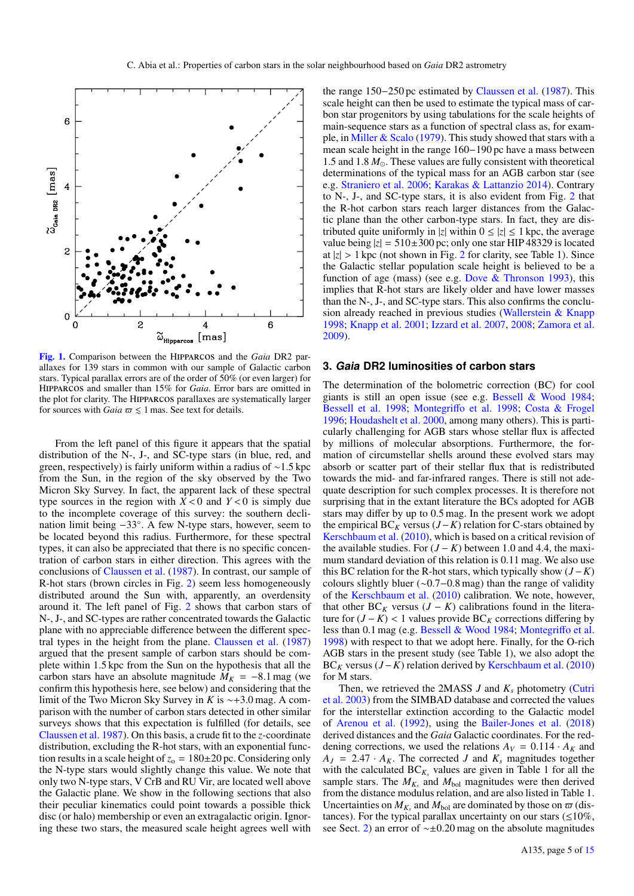**Fig. 1.** Comparison between the HIPPARCOS and the *Gaia* DR2 parallaxes for 139 stars in common with our sample of Galactic carbon stars. Typical parallax errors are of the order of 50% (or even larger) for HIPPARCOS and smaller than 15% for *Gaia*. Error bars are omitted in the plot for clarity. The HIPPARCOS parallaxes are systematically larger for sources with *Gaia* $\varpi \lesssim 1$ mas. See text for details.

From the left panel of this figure it appears that the spatial distribution of the N-, J-, and SC-type stars (in blue, red, and green, respectively) is fairly uniform within a radius of ∼1.5 kpc from the Sun, in the region of the sky observed by the Two Micron Sky Survey. In fact, the apparent lack of these spectral type sources in the region with $X < 0$ and $Y < 0$ is simply due to the incomplete coverage of this survey: the southern declination limit being −33°. A few N-type stars, however, seem to be located beyond this radius. Furthermore, for these spectral types, it can also be appreciated that there is no specific concentration of carbon stars in either direction. This agrees with the conclusions of Claussen et al. (1987). In contrast, our sample of R-hot stars (brown circles in Fig. 2) seem less homogeneously distributed around the Sun with, apparently, an overdensity around it. The left panel of Fig. 2 shows that carbon stars of N-, J-, and SC-types are rather concentrated towards the Galactic plane with no appreciable difference between the different spectral types in the height from the plane. Claussen et al. (1987) argued that the present sample of carbon stars should be complete within 1.5 kpc from the Sun on the hypothesis that all the carbon stars have an absolute magnitude $M_K = -8.1$ mag (we confirm this hypothesis here, see below) and considering that the limit of the Two Micron Sky Survey in $K$ is ∼+3.0 mag. A comparison with the number of carbon stars detected in other similar surveys shows that this expectation is fulfilled (for details, see Claussen et al. 1987). On this basis, a crude fit to the $z$-coordinate distribution, excluding the R-hot stars, with an exponential function results in a scale height of $z_o = 180 \pm 20$ pc. Considering only the N-type stars would slightly change this value. We note that only two N-type stars, V CrB and RU Vir, are located well above the Galactic plane. We show in the following sections that also their peculiar kinematics could point towards a possible thick disc (or halo) membership or even an extragalactic origin. Ignoring these two stars, the measured scale height agrees well with the range 150−250 pc estimated by Claussen et al. (1987). This scale height can then be used to estimate the typical mass of carbon star progenitors by using tabulations for the scale heights of main-sequence stars as a function of spectral class as, for example, in Miller & Scalo (1979). This study showed that stars with a mean scale height in the range 160−190 pc have a mass between 1.5 and 1.8 $M_\odot$. These values are fully consistent with theoretical determinations of the typical mass for an AGB carbon star (see e.g. Straniero et al. 2006; Karakas & Lattanzio 2014). Contrary to N-, J-, and SC-type stars, it is also evident from Fig. 2 that the R-hot carbon stars reach larger distances from the Galactic plane than the other carbon-type stars. In fact, they are distributed quite uniformly in $|z|$ within $0 \leq |z| \leq 1$ kpc, the average value being $|z| = 510 \pm 300$ pc; only one star HIP 48329 is located at $|z| > 1$ kpc (not shown in Fig. 2 for clarity, see Table 1). Since the Galactic stellar population scale height is believed to be a function of age (mass) (see e.g. Dove & Thronson 1993), this implies that R-hot stars are likely older and have lower masses than the N-, J-, and SC-type stars. This also confirms the conclusion already reached in previous studies (Wallerstein & Knapp 1998; Knapp et al. 2001; Izzard et al. 2007, 2008; Zamora et al. 2009).

## 3. *Gaia* DR2 luminosities of carbon stars

The determination of the bolometric correction (BC) for cool giants is still an open issue (see e.g. Bessell & Wood 1984; Bessell et al. 1998; Montegriffo et al. 1998; Costa & Frogel 1996; Houdashelt et al. 2000, among many others). This is particularly challenging for AGB stars whose stellar flux is affected by millions of molecular absorptions. Furthermore, the formation of circumstellar shells around these evolved stars may absorb or scatter part of their stellar flux that is redistributed towards the mid- and far-infrared ranges. There is still not adequate description for such complex processes. It is therefore not surprising that in the extant literature the BCs adopted for AGB stars may differ by up to 0.5 mag. In the present work we adopt the empirical $BC_K$ versus $(J-K)$ relation for C-stars obtained by Kerschbaum et al. (2010), which is based on a critical revision of the available studies. For $(J-K)$ between 1.0 and 4.4, the maximum standard deviation of this relation is 0.11 mag. We also use this BC relation for the R-hot stars, which typically show $(J-K)$ colours slightly bluer (∼0.7−0.8 mag) than the range of validity of the Kerschbaum et al. (2010) calibration. We note, however, that other $BC_K$ versus $(J-K)$ calibrations found in the literature for $(J-K) < 1$ values provide $BC_K$ corrections differing by less than 0.1 mag (e.g. Bessell & Wood 1984; Montegriffo et al. 1998) with respect to that we adopt here. Finally, for the O-rich AGB stars in the present study (see Table 1), we also adopt the $BC_K$ versus $(J-K)$ relation derived by Kerschbaum et al. (2010) for M stars.

Then, we retrieved the 2MASS $J$ and $K_s$ photometry (Cutri et al. 2003) from the SIMBAD database and corrected the values for the interstellar extinction according to the Galactic model of Arenou et al. (1992), using the Bailer-Jones et al. (2018) derived distances and the *Gaia* Galactic coordinates. For the reddening corrections, we used the relations $A_V = 0.114 \cdot A_K$ and $A_J = 2.47 \cdot A_K$. The corrected $J$ and $K_s$ magnitudes together with the calculated $BC_{K_s}$ values are given in Table 1 for all the sample stars. The $M_{K_s}$ and $M_{\rm bol}$ magnitudes were then derived from the distance modulus relation, and are also listed in Table 1. Uncertainties on $M_{K_s}$ and $M_{\rm bol}$ are dominated by those on $\varpi$ (distances). For the typical parallax uncertainty on our stars (≲10%, see Sect. 2) an error of ∼±0.20 mag on the absolute magnitudes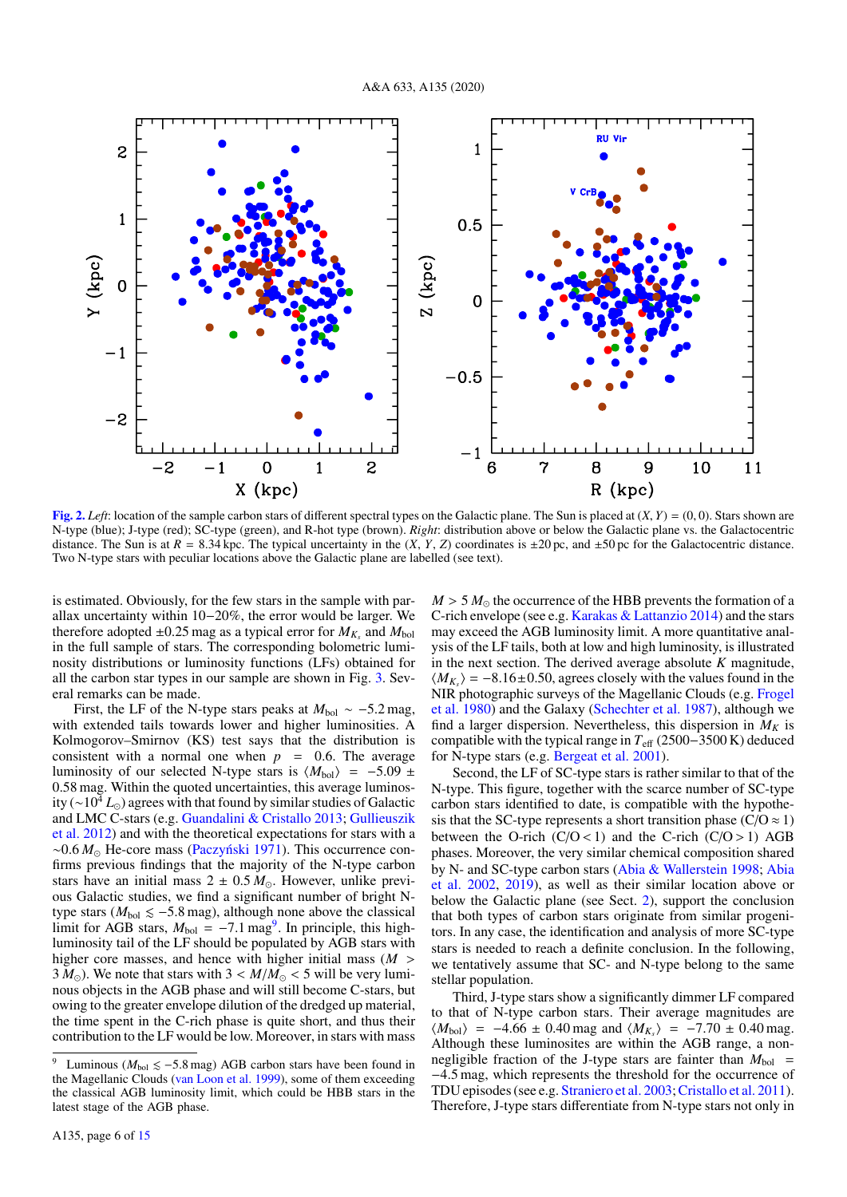Fig. 2. *Left*: location of the sample carbon stars of different spectral types on the Galactic plane. The Sun is placed at $(X, Y) = (0, 0)$. Stars shown are N-type (blue); J-type (red); SC-type (green), and R-hot type (brown). *Right*: distribution above or below the Galactic plane vs. the Galactocentric distance. The Sun is at $R$ = 8.34 kpc. The typical uncertainty in the $(X, Y, Z)$ coordinates is ±20 pc, and ±50 pc for the Galactocentric distance. Two N-type stars with peculiar locations above the Galactic plane are labelled (see text).

is estimated. Obviously, for the few stars in the sample with parallax uncertainty within 10−20%, the error would be larger. We therefore adopted ±0.25 mag as a typical error for $M_{K_s}$ and $M_{\rm bol}$ in the full sample of stars. The corresponding bolometric luminosity distributions or luminosity functions (LFs) obtained for all the carbon star types in our sample are shown in Fig. 3. Several remarks can be made.

First, the LF of the N-type stars peaks at $M_{\rm bol} \sim -5.2$ mag, with extended tails towards lower and higher luminosities. A Kolmogorov–Smirnov (KS) test says that the distribution is consistent with a normal one when $p = 0.6$. The average luminosity of our selected N-type stars is $\langle M_{\rm bol} \rangle = -5.09 \pm 0.58$ mag. Within the quoted uncertainties, this average luminosity ($\sim 10^4\,L_\odot$) agrees with that found by similar studies of Galactic and LMC C-stars (e.g. Guandalini & Cristallo 2013; Gullieuszik et al. 2012) and with the theoretical expectations for stars with a $\sim 0.6\,M_\odot$ He-core mass (Paczyński 1971). This occurrence confirms previous findings that the majority of the N-type carbon stars have an initial mass $2 \pm 0.5\,M_\odot$. However, unlike previous Galactic studies, we find a significant number of bright N-type stars ($M_{\rm bol} \lesssim -5.8$ mag), although none above the classical limit for AGB stars, $M_{\rm bol} = -7.1$ mag[9]. In principle, this high-luminosity tail of the LF should be populated by AGB stars with higher core masses, and hence with higher initial mass ($M > 3\,M_\odot$). We note that stars with $3 < M/M_\odot < 5$ will be very luminous objects in the AGB phase and will still become C-stars, but owing to the greater envelope dilution of the dredged up material, the time spent in the C-rich phase is quite short, and thus their contribution to the LF would be low. Moreover, in stars with mass $M > 5\,M_\odot$ the occurrence of the HBB prevents the formation of a C-rich envelope (see e.g. Karakas & Lattanzio 2014) and the stars may exceed the AGB luminosity limit. A more quantitative analysis of the LF tails, both at low and high luminosity, is illustrated in the next section. The derived average absolute $K$ magnitude, $\langle M_{K_s} \rangle = -8.16 \pm 0.50$, agrees closely with the values found in the NIR photographic surveys of the Magellanic Clouds (e.g. Frogel et al. 1980) and the Galaxy (Schechter et al. 1987), although we find a larger dispersion. Nevertheless, this dispersion in $M_K$ is compatible with the typical range in $T_{\rm eff}$ (2500−3500 K) deduced for N-type stars (e.g. Bergeat et al. 2001).

Second, the LF of SC-type stars is rather similar to that of the N-type. This figure, together with the scarce number of SC-type carbon stars identified to date, is compatible with the hypothesis that the SC-type represents a short transition phase (C/O ≈ 1) between the O-rich (C/O < 1) and the C-rich (C/O > 1) AGB phases. Moreover, the very similar chemical composition shared by N- and SC-type carbon stars (Abia & Wallerstein 1998; Abia et al. 2002, 2019), as well as their similar location above or below the Galactic plane (see Sect. 2), support the conclusion that both types of carbon stars originate from similar progenitors. In any case, the identification and analysis of more SC-type stars is needed to reach a definite conclusion. In the following, we tentatively assume that SC- and N-type belong to the same stellar population.

Third, J-type stars show a significantly dimmer LF compared to that of N-type carbon stars. Their average magnitudes are $\langle M_{\rm bol} \rangle = -4.66 \pm 0.40$ mag and $\langle M_{K_s} \rangle = -7.70 \pm 0.40$ mag. Although these luminosites are within the AGB range, a non-negligible fraction of the J-type stars are fainter than $M_{\rm bol} = -4.5$ mag, which represents the threshold for the occurrence of TDU episodes (see e.g. Straniero et al. 2003; Cristallo et al. 2011). Therefore, J-type stars differentiate from N-type stars not only in

[9] Luminous ($M_{\rm bol} \lesssim -5.8$ mag) AGB carbon stars have been found in the Magellanic Clouds (van Loon et al. 1999), some of them exceeding the classical AGB luminosity limit, which could be HBB stars in the latest stage of the AGB phase.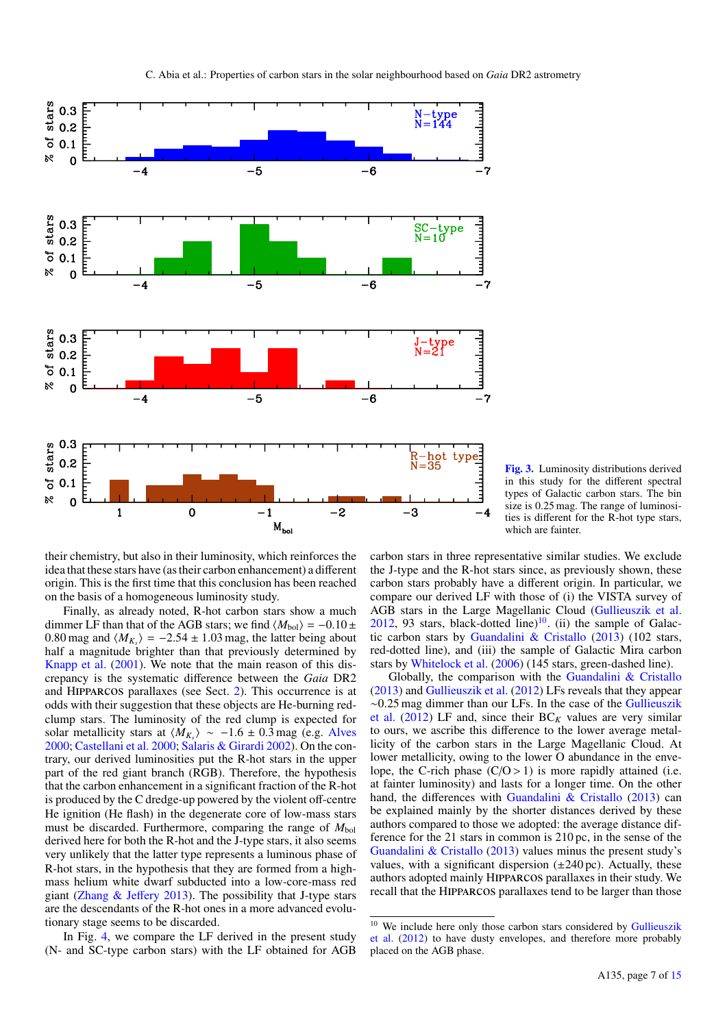Fig. 3. Luminosity distributions derived in this study for the different spectral types of Galactic carbon stars. The bin size is 0.25 mag. The range of luminosities is different for the R-hot type stars, which are fainter.

their chemistry, but also in their luminosity, which reinforces the idea that these stars have (as their carbon enhancement) a different origin. This is the first time that this conclusion has been reached on the basis of a homogeneous luminosity study.

Finally, as already noted, R-hot carbon stars show a much dimmer LF than that of the AGB stars; we find $\langle M_{\rm bol}\rangle = -0.10 \pm 0.80$ mag and $\langle M_{K_s}\rangle = -2.54 \pm 1.03$ mag, the latter being about half a magnitude brighter than that previously determined by Knapp et al. (2001). We note that the main reason of this discrepancy is the systematic difference between the *Gaia* DR2 and HIPPARCOS parallaxes (see Sect. 2). This occurrence is at odds with their suggestion that these objects are He-burning red-clump stars. The luminosity of the red clump is expected for solar metallicity stars at $\langle M_{K_s}\rangle \sim -1.6 \pm 0.3$ mag (e.g. Alves 2000; Castellani et al. 2000; Salaris & Girardi 2002). On the contrary, our derived luminosities put the R-hot stars in the upper part of the red giant branch (RGB). Therefore, the hypothesis that the carbon enhancement in a significant fraction of the R-hot is produced by the C dredge-up powered by the violent off-centre He ignition (He flash) in the degenerate core of low-mass stars must be discarded. Furthermore, comparing the range of $M_{\rm bol}$ derived here for both the R-hot and the J-type stars, it also seems very unlikely that the latter type represents a luminous phase of R-hot stars, in the hypothesis that they are formed from a high-mass helium white dwarf subducted into a low-core-mass red giant (Zhang & Jeffery 2013). The possibility that J-type stars are the descendants of the R-hot ones in a more advanced evolutionary stage seems to be discarded.

In Fig. 4, we compare the LF derived in the present study (N- and SC-type carbon stars) with the LF obtained for AGB carbon stars in three representative similar studies. We exclude the J-type and the R-hot stars since, as previously shown, these carbon stars probably have a different origin. In particular, we compare our derived LF with those of (i) the VISTA survey of AGB stars in the Large Magellanic Cloud (Gullieuszik et al. 2012, 93 stars, black-dotted line)[10]. (ii) the sample of Galactic carbon stars by Guandalini & Cristallo (2013) (102 stars, red-dotted line), and (iii) the sample of Galactic Mira carbon stars by Whitelock et al. (2006) (145 stars, green-dashed line).

Globally, the comparison with the Guandalini & Cristallo (2013) and Gullieuszik et al. (2012) LFs reveals that they appear ~0.25 mag dimmer than our LFs. In the case of the Gullieuszik et al. (2012) LF and, since their $BC_K$ values are very similar to ours, we ascribe this difference to the lower average metallicity of the carbon stars in the Large Magellanic Cloud. At lower metallicity, owing to the lower O abundance in the envelope, the C-rich phase (C/O > 1) is more rapidly attained (i.e. at fainter luminosity) and lasts for a longer time. On the other hand, the differences with Guandalini & Cristallo (2013) can be explained mainly by the shorter distances derived by these authors compared to those we adopted: the average distance difference for the 21 stars in common is 210 pc, in the sense of the Guandalini & Cristallo (2013) values minus the present study's values, with a significant dispersion (±240 pc). Actually, these authors adopted mainly HIPPARCOS parallaxes in their study. We recall that the HIPPARCOS parallaxes tend to be larger than those

[10] We include here only those carbon stars considered by Gullieuszik et al. (2012) to have dusty envelopes, and therefore more probably placed on the AGB phase.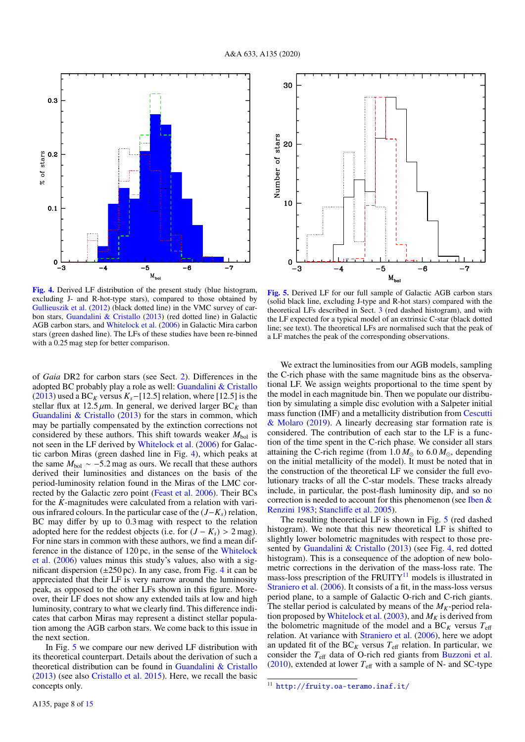**Fig. 4.** Derived LF distribution of the present study (blue histogram, excluding J- and R-hot-type stars), compared to those obtained by Gullieuszik et al. (2012) (black dotted line) in the VMC survey of carbon stars, Guandalini & Cristallo (2013) (red dotted line) in Galactic AGB carbon stars, and Whitelock et al. (2006) in Galactic Mira carbon stars (green dashed line). The LFs of these studies have been re-binned with a 0.25 mag step for better comparison.

**Fig. 5.** Derived LF for our full sample of Galactic AGB carbon stars (solid black line, excluding J-type and R-hot stars) compared with the theoretical LFs described in Sect. 3 (red dashed histogram), and with the LF expected for a typical model of an extrinsic C-star (black dotted line; see text). The theoretical LFs are normalised such that the peak of a LF matches the peak of the corresponding observations.

of *Gaia* DR2 for carbon stars (see Sect. 2). Differences in the adopted BC probably play a role as well: Guandalini & Cristallo (2013) used a $BC_K$ versus $K_s$–[12.5] relation, where [12.5] is the stellar flux at 12.5 $\mu$m. In general, we derived larger $BC_K$ than Guandalini & Cristallo (2013) for the stars in common, which may be partially compensated by the extinction corrections not considered by these authors. This shift towards weaker $M_{\rm bol}$ is not seen in the LF derived by Whitelock et al. (2006) for Galactic carbon Miras (green dashed line in Fig. 4), which peaks at the same $M_{\rm bol} \sim -5.2$ mag as ours. We recall that these authors derived their luminosities and distances on the basis of the period-luminosity relation found in the Miras of the LMC corrected by the Galactic zero point (Feast et al. 2006). Their BCs for the $K$-magnitudes were calculated from a relation with various infrared colours. In the particular case of the $(J-K_s)$ relation, BC may differ by up to 0.3 mag with respect to the relation adopted here for the reddest objects (i.e. for $(J-K_s) > 2$ mag). For nine stars in common with these authors, we find a mean difference in the distance of 120 pc, in the sense of the Whitelock et al. (2006) values minus this study's values, also with a significant dispersion ($\pm$250 pc). In any case, from Fig. 4 it can be appreciated that their LF is very narrow around the luminosity peak, as opposed to the other LFs shown in this figure. Moreover, their LF does not show any extended tails at low and high luminosity, contrary to what we clearly find. This difference indicates that carbon Miras may represent a distinct stellar population among the AGB carbon stars. We come back to this issue in the next section.

In Fig. 5 we compare our new derived LF distribution with its theoretical counterpart. Details about the derivation of such a theoretical distribution can be found in Guandalini & Cristallo (2013) (see also Cristallo et al. 2015). Here, we recall the basic concepts only.

We extract the luminosities from our AGB models, sampling the C-rich phase with the same magnitude bins as the observational LF. We assign weights proportional to the time spent by the model in each magnitude bin. Then we populate our distribution by simulating a simple disc evolution with a Salpeter initial mass function (IMF) and a metallicity distribution from Cescutti & Molaro (2019). A linearly decreasing star formation rate is considered. The contribution of each star to the LF is a function of the time spent in the C-rich phase. We consider all stars attaining the C-rich regime (from 1.0 $M_\odot$ to 6.0 $M_\odot$, depending on the initial metallicity of the model). It must be noted that in the construction of the theoretical LF we consider the full evolutionary tracks of all the C-star models. These tracks already include, in particular, the post-flash luminosity dip, and so no correction is needed to account for this phenomenon (see Iben & Renzini 1983; Stancliffe et al. 2005).

The resulting theoretical LF is shown in Fig. 5 (red dashed histogram). We note that this new theoretical LF is shifted to slightly lower bolometric magnitudes with respect to those presented by Guandalini & Cristallo (2013) (see Fig. 4, red dotted histogram). This is a consequence of the adoption of new bolometric corrections in the derivation of the mass-loss rate. The mass-loss prescription of the FRUITY[11] models is illustrated in Straniero et al. (2006). It consists of a fit, in the mass-loss versus period plane, to a sample of Galactic O-rich and C-rich giants. The stellar period is calculated by means of the $M_K$-period relation proposed by Whitelock et al. (2003), and $M_K$ is derived from the bolometric magnitude of the model and a $BC_K$ versus $T_{\rm eff}$ relation. At variance with Straniero et al. (2006), here we adopt an updated fit of the $BC_K$ versus $T_{\rm eff}$ relation. In particular, we consider the $T_{\rm eff}$ data of O-rich red giants from Buzzoni et al. (2010), extended at lower $T_{\rm eff}$ with a sample of N- and SC-type

[11] http://fruity.oa-teramo.inaf.it/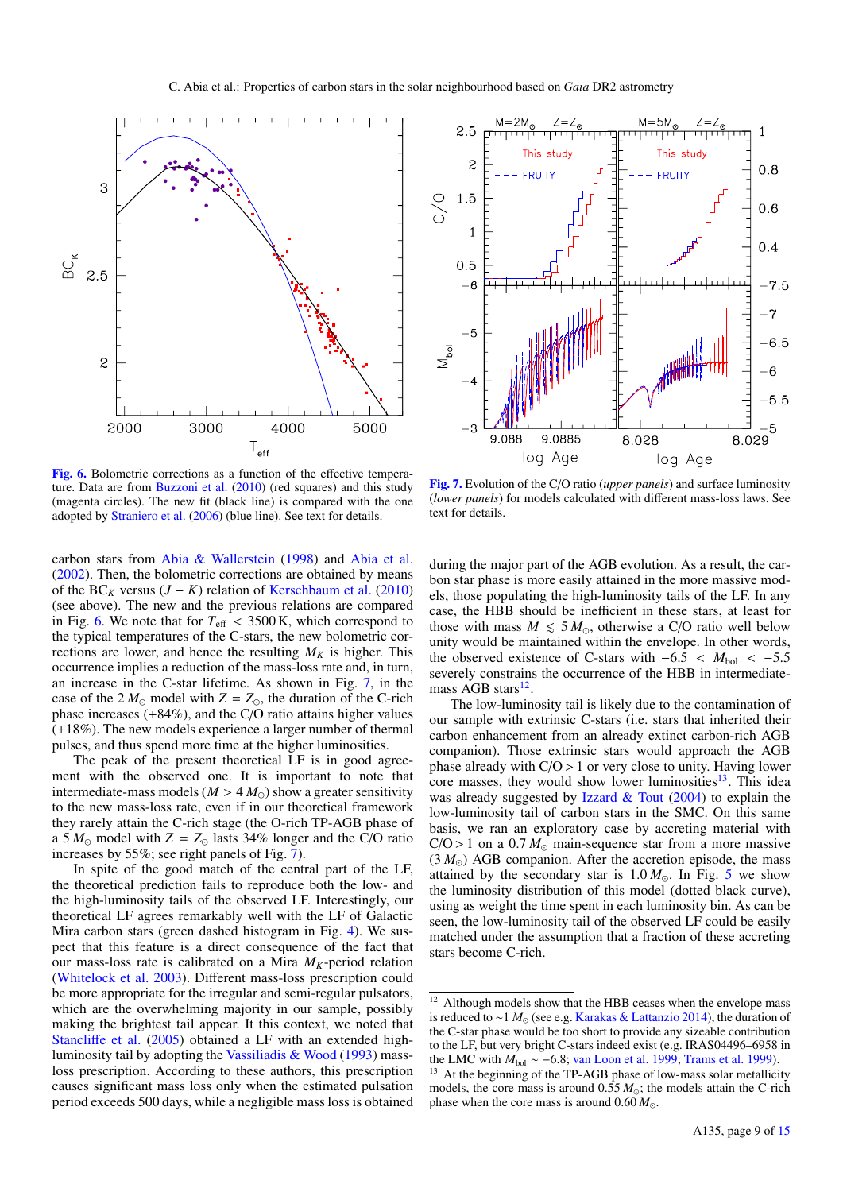**Fig. 6.** Bolometric corrections as a function of the effective temperature. Data are from Buzzoni et al. (2010) (red squares) and this study (magenta circles). The new fit (black line) is compared with the one adopted by Straniero et al. (2006) (blue line). See text for details.

**Fig. 7.** Evolution of the C/O ratio (*upper panels*) and surface luminosity (*lower panels*) for models calculated with different mass-loss laws. See text for details.

carbon stars from Abia & Wallerstein (1998) and Abia et al. (2002). Then, the bolometric corrections are obtained by means of the $BC_K$ versus $(J-K)$ relation of Kerschbaum et al. (2010) (see above). The new and the previous relations are compared in Fig. 6. We note that for $T_{\rm eff} < 3500$ K, which correspond to the typical temperatures of the C-stars, the new bolometric corrections are lower, and hence the resulting $M_K$ is higher. This occurrence implies a reduction of the mass-loss rate and, in turn, an increase in the C-star lifetime. As shown in Fig. 7, in the case of the $2\,M_\odot$ model with $Z = Z_\odot$, the duration of the C-rich phase increases (+84%), and the C/O ratio attains higher values (+18%). The new models experience a larger number of thermal pulses, and thus spend more time at the higher luminosities.

The peak of the present theoretical LF is in good agreement with the observed one. It is important to note that intermediate-mass models ($M > 4\,M_\odot$) show a greater sensitivity to the new mass-loss rate, even if in our theoretical framework they rarely attain the C-rich stage (the O-rich TP-AGB phase of a $5\,M_\odot$ model with $Z = Z_\odot$ lasts 34% longer and the C/O ratio increases by 55%; see right panels of Fig. 7).

In spite of the good match of the central part of the LF, the theoretical prediction fails to reproduce both the low- and the high-luminosity tails of the observed LF. Interestingly, our theoretical LF agrees remarkably well with the LF of Galactic Mira carbon stars (green dashed histogram in Fig. 4). We suspect that this feature is a direct consequence of the fact that our mass-loss rate is calibrated on a Mira $M_K$-period relation (Whitelock et al. 2003). Different mass-loss prescription could be more appropriate for the irregular and semi-regular pulsators, which are the overwhelming majority in our sample, possibly making the brightest tail appear. It this context, we noted that Stancliffe et al. (2005) obtained a LF with an extended high-luminosity tail by adopting the Vassiliadis & Wood (1993) mass-loss prescription. According to these authors, this prescription causes significant mass loss only when the estimated pulsation period exceeds 500 days, while a negligible mass loss is obtained during the major part of the AGB evolution. As a result, the carbon star phase is more easily attained in the more massive models, those populating the high-luminosity tails of the LF. In any case, the HBB should be inefficient in these stars, at least for those with mass $M \lesssim 5\,M_\odot$, otherwise a C/O ratio well below unity would be maintained within the envelope. In other words, the observed existence of C-stars with $-6.5 < M_{\rm bol} < -5.5$ severely constrains the occurrence of the HBB in intermediate-mass AGB stars[12].

The low-luminosity tail is likely due to the contamination of our sample with extrinsic C-stars (i.e. stars that inherited their carbon enhancement from an already extinct carbon-rich AGB companion). Those extrinsic stars would approach the AGB phase already with C/O > 1 or very close to unity. Having lower core masses, they would show lower luminosities[13]. This idea was already suggested by Izzard & Tout (2004) to explain the low-luminosity tail of carbon stars in the SMC. On this same basis, we ran an exploratory case by accreting material with C/O > 1 on a $0.7\,M_\odot$ main-sequence star from a more massive ($3\,M_\odot$) AGB companion. After the accretion episode, the mass attained by the secondary star is $1.0\,M_\odot$. In Fig. 5 we show the luminosity distribution of this model (dotted black curve), using as weight the time spent in each luminosity bin. As can be seen, the low-luminosity tail of the observed LF could be easily matched under the assumption that a fraction of these accreting stars become C-rich.

---

[12] Although models show that the HBB ceases when the envelope mass is reduced to $\sim 1\,M_\odot$ (see e.g. Karakas & Lattanzio 2014), the duration of the C-star phase would be too short to provide any sizeable contribution to the LF, but very bright C-stars indeed exist (e.g. IRAS04496–6958 in the LMC with $M_{\rm bol} \sim -6.8$; van Loon et al. 1999; Trams et al. 1999).

[13] At the beginning of the TP-AGB phase of low-mass solar metallicity models, the core mass is around $0.55\,M_\odot$; the models attain the C-rich phase when the core mass is around $0.60\,M_\odot$.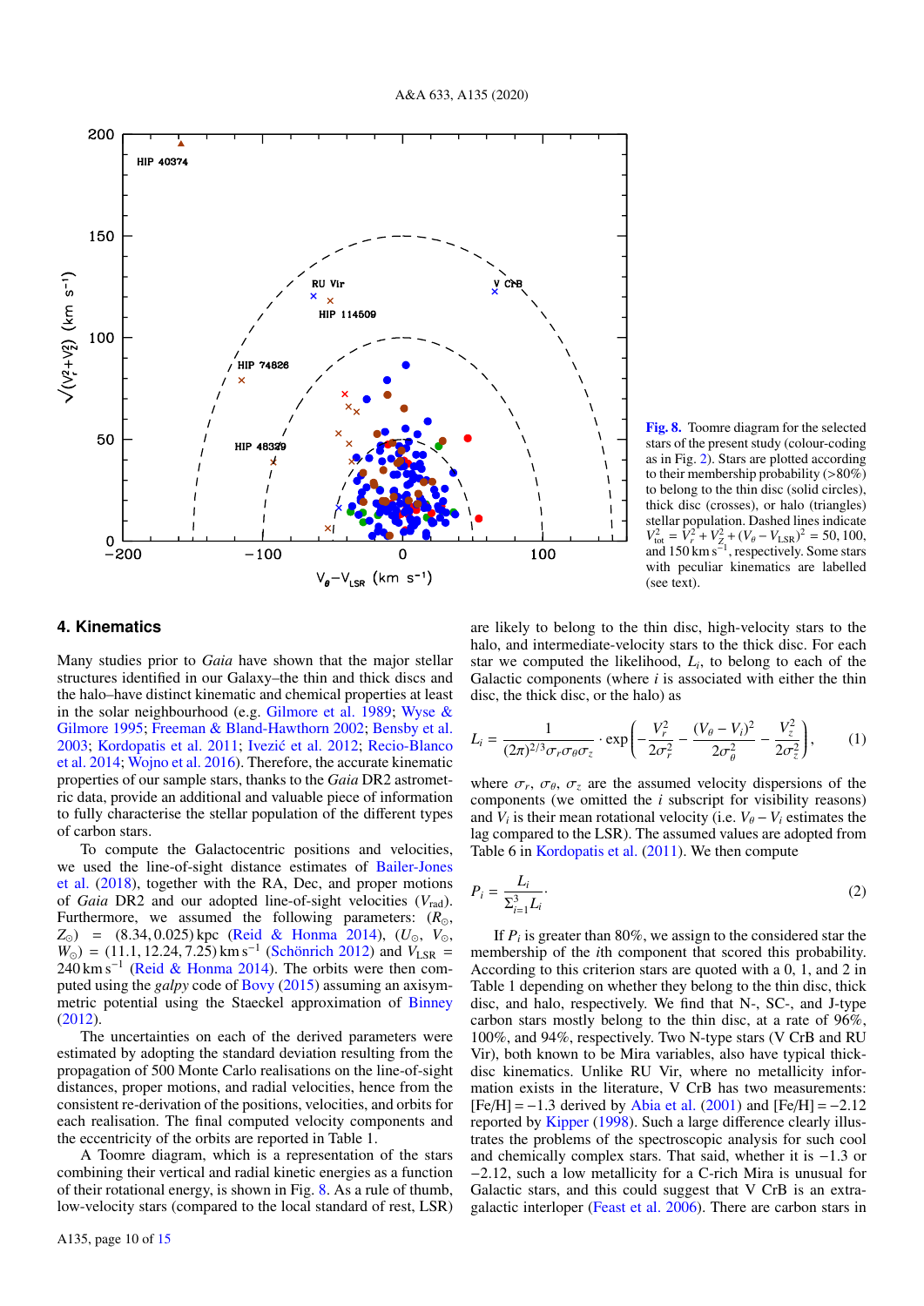Fig. 8. Toomre diagram for the selected stars of the present study (colour-coding as in Fig. 2). Stars are plotted according to their membership probability (>80%) to belong to the thin disc (solid circles), thick disc (crosses), or halo (triangles) stellar population. Dashed lines indicate $V_{\rm tot}^2 = V_r^2 + V_Z^2 + (V_\theta - V_{\rm LSR})^2$ = 50, 100, and 150 km s$^{-1}$, respectively. Some stars with peculiar kinematics are labelled (see text).

## 4. Kinematics

Many studies prior to *Gaia* have shown that the major stellar structures identified in our Galaxy–the thin and thick discs and the halo–have distinct kinematic and chemical properties at least in the solar neighbourhood (e.g. Gilmore et al. 1989; Wyse & Gilmore 1995; Freeman & Bland-Hawthorn 2002; Bensby et al. 2003; Kordopatis et al. 2011; Ivezić et al. 2012; Recio-Blanco et al. 2014; Wojno et al. 2016). Therefore, the accurate kinematic properties of our sample stars, thanks to the *Gaia* DR2 astrometric data, provide an additional and valuable piece of information to fully characterise the stellar population of the different types of carbon stars.

To compute the Galactocentric positions and velocities, we used the line-of-sight distance estimates of Bailer-Jones et al. (2018), together with the RA, Dec, and proper motions of *Gaia* DR2 and our adopted line-of-sight velocities ($V_{\rm rad}$). Furthermore, we assumed the following parameters: ($R_\odot$, $Z_\odot$) = (8.34, 0.025) kpc (Reid & Honma 2014), ($U_\odot$, $V_\odot$, $W_\odot$) = (11.1, 12.24, 7.25) km s$^{-1}$ (Schönrich 2012) and $V_{\rm LSR}$ = 240 km s$^{-1}$ (Reid & Honma 2014). The orbits were then computed using the *galpy* code of Bovy (2015) assuming an axisymmetric potential using the Staeckel approximation of Binney (2012).

The uncertainties on each of the derived parameters were estimated by adopting the standard deviation resulting from the propagation of 500 Monte Carlo realisations on the line-of-sight distances, proper motions, and radial velocities, hence from the consistent re-derivation of the positions, velocities, and orbits for each realisation. The final computed velocity components and the eccentricity of the orbits are reported in Table 1.

A Toomre diagram, which is a representation of the stars combining their vertical and radial kinetic energies as a function of their rotational energy, is shown in Fig. 8. As a rule of thumb, low-velocity stars (compared to the local standard of rest, LSR) are likely to belong to the thin disc, high-velocity stars to the halo, and intermediate-velocity stars to the thick disc. For each star we computed the likelihood, $L_i$, to belong to each of the Galactic components (where $i$ is associated with either the thin disc, the thick disc, or the halo) as

$$L_i = \frac{1}{(2\pi)^{2/3}\sigma_r\sigma_\theta\sigma_z} \cdot \exp\left(-\frac{V_r^2}{2\sigma_r^2} - \frac{(V_\theta - V_i)^2}{2\sigma_\theta^2} - \frac{V_z^2}{2\sigma_z^2}\right), \quad (1)$$

where $\sigma_r$, $\sigma_\theta$, $\sigma_z$ are the assumed velocity dispersions of the components (we omitted the $i$ subscript for visibility reasons) and $V_i$ is their mean rotational velocity (i.e. $V_\theta - V_i$ estimates the lag compared to the LSR). The assumed values are adopted from Table 6 in Kordopatis et al. (2011). We then compute

$$P_i = \frac{L_i}{\Sigma_{i=1}^3 L_i}. \quad (2)$$

If $P_i$ is greater than 80%, we assign to the considered star the membership of the $i$th component that scored this probability. According to this criterion stars are quoted with a 0, 1, and 2 in Table 1 depending on whether they belong to the thin disc, thick disc, and halo, respectively. We find that N-, SC-, and J-type carbon stars mostly belong to the thin disc, at a rate of 96%, 100%, and 94%, respectively. Two N-type stars (V CrB and RU Vir), both known to be Mira variables, also have typical thick-disc kinematics. Unlike RU Vir, where no metallicity information exists in the literature, V CrB has two measurements: [Fe/H] = −1.3 derived by Abia et al. (2001) and [Fe/H] = −2.12 reported by Kipper (1998). Such a large difference clearly illustrates the problems of the spectroscopic analysis for such cool and chemically complex stars. That said, whether it is −1.3 or −2.12, such a low metallicity for a C-rich Mira is unusual for Galactic stars, and this could suggest that V CrB is an extragalactic interloper (Feast et al. 2006). There are carbon stars in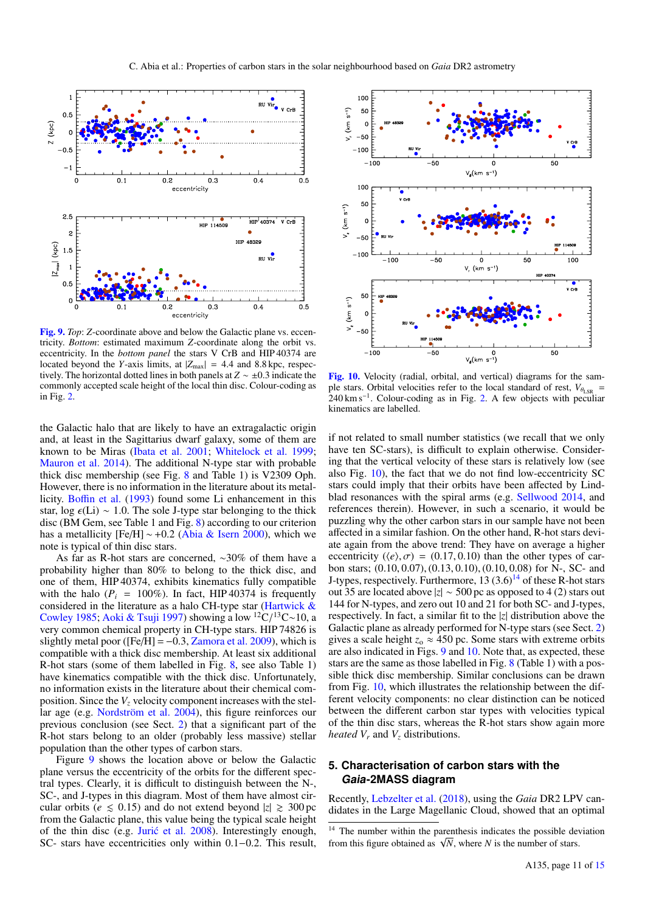**Fig. 9.** *Top*: Z-coordinate above and below the Galactic plane vs. eccentricity. *Bottom*: estimated maximum Z-coordinate along the orbit vs. eccentricity. In the *bottom panel* the stars V CrB and HIP 40374 are located beyond the Y-axis limits, at $|Z_{\rm max}|$ = 4.4 and 8.8 kpc, respectively. The horizontal dotted lines in both panels at $Z \sim \pm 0.3$ indicate the commonly accepted scale height of the local thin disc. Colour-coding as in Fig. 2.

**Fig. 10.** Velocity (radial, orbital, and vertical) diagrams for the sample stars. Orbital velocities refer to the local standard of rest, $V_{\theta_{\rm LSR}}$ = 240 km s$^{-1}$. Colour-coding as in Fig. 2. A few objects with peculiar kinematics are labelled.

the Galactic halo that are likely to have an extragalactic origin and, at least in the Sagittarius dwarf galaxy, some of them are known to be Miras (Ibata et al. 2001; Whitelock et al. 1999; Mauron et al. 2014). The additional N-type star with probable thick disc membership (see Fig. 8 and Table 1) is V2309 Oph. However, there is no information in the literature about its metallicity. Boffin et al. (1993) found some Li enhancement in this star, log $\epsilon$(Li) $\sim$ 1.0. The sole J-type star belonging to the thick disc (BM Gem, see Table 1 and Fig. 8) according to our criterion has a metallicity [Fe/H] $\sim$ +0.2 (Abia & Isern 2000), which we note is typical of thin disc stars.

As far as R-hot stars are concerned, $\sim$30% of them have a probability higher than 80% to belong to the thick disc, and one of them, HIP 40374, exhibits kinematics fully compatible with the halo ($P_i$ = 100%). In fact, HIP 40374 is frequently considered in the literature as a halo CH-type star (Hartwick & Cowley 1985; Aoki & Tsuji 1997) showing a low $^{12}$C/$^{13}$C$\sim$10, a very common chemical property in CH-type stars. HIP 74826 is slightly metal poor ([Fe/H] = $-$0.3, Zamora et al. 2009), which is compatible with a thick disc membership. At least six additional R-hot stars (some of them labelled in Fig. 8, see also Table 1) have kinematics compatible with the thick disc. Unfortunately, no information exists in the literature about their chemical composition. Since the $V_z$ velocity component increases with the stellar age (e.g. Nordström et al. 2004), this figure reinforces our previous conclusion (see Sect. 2) that a significant part of the R-hot stars belong to an older (probably less massive) stellar population than the other types of carbon stars.

Figure 9 shows the location above or below the Galactic plane versus the eccentricity of the orbits for the different spectral types. Clearly, it is difficult to distinguish between the N-, SC-, and J-types in this diagram. Most of them have almost circular orbits ($e \lesssim 0.15$) and do not extend beyond $|z| \gtrsim 300$ pc from the Galactic plane, this value being the typical scale height of the thin disc (e.g. Jurić et al. 2008). Interestingly enough, SC- stars have eccentricities only within 0.1$-$0.2. This result, if not related to small number statistics (we recall that we only have ten SC-stars), is difficult to explain otherwise. Considering that the vertical velocity of these stars is relatively low (see also Fig. 10), the fact that we do not find low-eccentricity SC stars could imply that their orbits have been affected by Lindblad resonances with the spiral arms (e.g. Sellwood 2014, and references therein). However, in such a scenario, it would be puzzling why the other carbon stars in our sample have not been affected in a similar fashion. On the other hand, R-hot stars deviate again from the above trend: They have on average a higher eccentricity ($\langle e \rangle, \sigma$) = (0.17, 0.10) than the other types of carbon stars; (0.10, 0.07), (0.13, 0.10), (0.10, 0.08) for N-, SC- and J-types, respectively. Furthermore, 13 (3.6)[14] of these R-hot stars out 35 are located above $|z| \sim 500$ pc as opposed to 4 (2) stars out 144 for N-types, and zero out 10 and 21 for both SC- and J-types, respectively. In fact, a similar fit to the $|z|$ distribution above the Galactic plane as already performed for N-type stars (see Sect. 2) gives a scale height $z_o \approx 450$ pc. Some stars with extreme orbits are also indicated in Figs. 9 and 10. Note that, as expected, these stars are the same as those labelled in Fig. 8 (Table 1) with a possible thick disc membership. Similar conclusions can be drawn from Fig. 10, which illustrates the relationship between the different velocity components: no clear distinction can be noticed between the different carbon star types with velocities typical of the thin disc stars, whereas the R-hot stars show again more *heated* $V_r$ and $V_z$ distributions.

## 5. Characterisation of carbon stars with the *Gaia*-2MASS diagram

Recently, Lebzelter et al. (2018), using the *Gaia* DR2 LPV candidates in the Large Magellanic Cloud, showed that an optimal

[14] The number within the parenthesis indicates the possible deviation from this figure obtained as $\sqrt{N}$, where $N$ is the number of stars.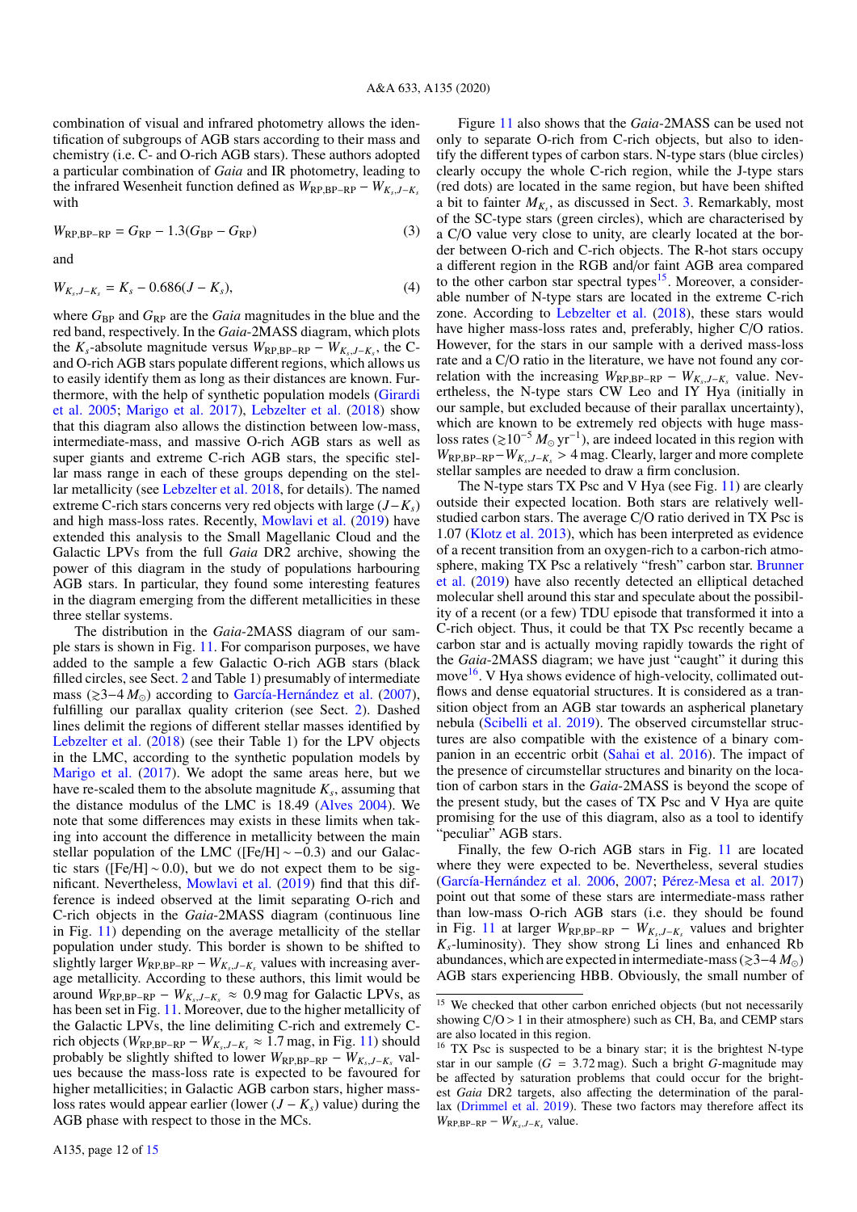combination of visual and infrared photometry allows the identification of subgroups of AGB stars according to their mass and chemistry (i.e. C- and O-rich AGB stars). These authors adopted a particular combination of *Gaia* and IR photometry, leading to the infrared Wesenheit function defined as $W_{\rm RP,BP-RP} - W_{K_s,J-K_s}$ with

$$W_{\rm RP,BP-RP} = G_{\rm RP} - 1.3(G_{\rm BP} - G_{\rm RP}) \tag{3}$$

and

$$W_{K_s,J-K_s} = K_s - 0.686(J - K_s), \tag{4}$$

where $G_{\rm BP}$ and $G_{\rm RP}$ are the *Gaia* magnitudes in the blue and the red band, respectively. In the *Gaia*-2MASS diagram, which plots the $K_s$-absolute magnitude versus $W_{\rm RP,BP-RP} - W_{K_s,J-K_s}$, the C- and O-rich AGB stars populate different regions, which allows us to easily identify them as long as their distances are known. Furthermore, with the help of synthetic population models (Girardi et al. 2005; Marigo et al. 2017), Lebzelter et al. (2018) show that this diagram also allows the distinction between low-mass, intermediate-mass, and massive O-rich AGB stars as well as super giants and extreme C-rich AGB stars, the specific stellar mass range in each of these groups depending on the stellar metallicity (see Lebzelter et al. 2018, for details). The named extreme C-rich stars concerns very red objects with large $(J-K_s)$ and high mass-loss rates. Recently, Mowlavi et al. (2019) have extended this analysis to the Small Magellanic Cloud and the Galactic LPVs from the full *Gaia* DR2 archive, showing the power of this diagram in the study of populations harbouring AGB stars. In particular, they found some interesting features in the diagram emerging from the different metallicities in these three stellar systems.

The distribution in the *Gaia*-2MASS diagram of our sample stars is shown in Fig. 11. For comparison purposes, we have added to the sample a few Galactic O-rich AGB stars (black filled circles, see Sect. 2 and Table 1) presumably of intermediate mass ($\gtrsim$3−4 $M_\odot$) according to García-Hernández et al. (2007), fulfilling our parallax quality criterion (see Sect. 2). Dashed lines delimit the regions of different stellar masses identified by Lebzelter et al. (2018) (see their Table 1) for the LPV objects in the LMC, according to the synthetic population models by Marigo et al. (2017). We adopt the same areas here, but we have re-scaled them to the absolute magnitude $K_s$, assuming that the distance modulus of the LMC is 18.49 (Alves 2004). We note that some differences may exists in these limits when taking into account the difference in metallicity between the main stellar population of the LMC ([Fe/H] $\sim -0.3$) and our Galactic stars ([Fe/H] $\sim 0.0$), but we do not expect them to be significant. Nevertheless, Mowlavi et al. (2019) find that this difference is indeed observed at the limit separating O-rich and C-rich objects in the *Gaia*-2MASS diagram (continuous line in Fig. 11) depending on the average metallicity of the stellar population under study. This border is shown to be shifted to slightly larger $W_{\rm RP,BP-RP} - W_{K_s,J-K_s}$ values with increasing average metallicity. According to these authors, this limit would be around $W_{\rm RP,BP-RP} - W_{K_s,J-K_s} \approx 0.9$ mag for Galactic LPVs, as has been set in Fig. 11. Moreover, due to the higher metallicity of the Galactic LPVs, the line delimiting C-rich and extremely C-rich objects ($W_{\rm RP,BP-RP} - W_{K_s,J-K_s} \approx 1.7$ mag, in Fig. 11) should probably be slightly shifted to lower $W_{\rm RP,BP-RP} - W_{K_s,J-K_s}$ values because the mass-loss rate is expected to be favoured for higher metallicities; in Galactic AGB carbon stars, higher mass-loss rates would appear earlier (lower $(J-K_s)$ value) during the AGB phase with respect to those in the MCs.

Figure 11 also shows that the *Gaia*-2MASS can be used not only to separate O-rich from C-rich objects, but also to identify the different types of carbon stars. N-type stars (blue circles) clearly occupy the whole C-rich region, while the J-type stars (red dots) are located in the same region, but have been shifted a bit to fainter $M_{K_s}$, as discussed in Sect. 3. Remarkably, most of the SC-type stars (green circles), which are characterised by a C/O value very close to unity, are clearly located at the border between O-rich and C-rich objects. The R-hot stars occupy a different region in the RGB and/or faint AGB area compared to the other carbon star spectral types[15]. Moreover, a considerable number of N-type stars are located in the extreme C-rich zone. According to Lebzelter et al. (2018), these stars would have higher mass-loss rates and, preferably, higher C/O ratios. However, for the stars in our sample with a derived mass-loss rate and a C/O ratio in the literature, we have not found any correlation with the increasing $W_{\rm RP,BP-RP} - W_{K_s,J-K_s}$ value. Nevertheless, the N-type stars CW Leo and IY Hya (initially in our sample, but excluded because of their parallax uncertainty), which are known to be extremely red objects with huge mass-loss rates ($\gtrsim 10^{-5}\,M_\odot\,{\rm yr}^{-1}$), are indeed located in this region with $W_{\rm RP,BP-RP} - W_{K_s,J-K_s} > 4$ mag. Clearly, larger and more complete stellar samples are needed to draw a firm conclusion.

The N-type stars TX Psc and V Hya (see Fig. 11) are clearly outside their expected location. Both stars are relatively well-studied carbon stars. The average C/O ratio derived in TX Psc is 1.07 (Klotz et al. 2013), which has been interpreted as evidence of a recent transition from an oxygen-rich to a carbon-rich atmosphere, making TX Psc a relatively "fresh" carbon star. Brunner et al. (2019) have also recently detected an elliptical detached molecular shell around this star and speculate about the possibility of a recent (or a few) TDU episode that transformed it into a C-rich object. Thus, it could be that TX Psc recently became a carbon star and is actually moving rapidly towards the right of the *Gaia*-2MASS diagram; we have just "caught" it during this move[16]. V Hya shows evidence of high-velocity, collimated outflows and dense equatorial structures. It is considered as a transition object from an AGB star towards an aspherical planetary nebula (Scibelli et al. 2019). The observed circumstellar structures are also compatible with the existence of a binary companion in an eccentric orbit (Sahai et al. 2016). The impact of the presence of circumstellar structures and binarity on the location of carbon stars in the *Gaia*-2MASS diagram is beyond the scope of the present study, but the cases of TX Psc and V Hya are quite promising for the use of this diagram, also as a tool to identify "peculiar" AGB stars.

Finally, the few O-rich AGB stars in Fig. 11 are located where they were expected to be. Nevertheless, several studies (García-Hernández et al. 2006, 2007; Pérez-Mesa et al. 2017) point out that some of these stars are intermediate-mass rather than low-mass O-rich AGB stars (i.e. they should be found in Fig. 11 at larger $W_{\rm RP,BP-RP} - W_{K_s,J-K_s}$ values and brighter $K_s$-luminosity). They show strong Li lines and enhanced Rb abundances, which are expected in intermediate-mass ($\gtrsim$3−4 $M_\odot$) AGB stars experiencing HBB. Obviously, the small number of

---

[15] We checked that other carbon enriched objects (but not necessarily showing C/O > 1 in their atmosphere) such as CH, Ba, and CEMP stars are also located in this region.

[16] TX Psc is suspected to be a binary star; it is the brightest N-type star in our sample ($G$ = 3.72 mag). Such a bright $G$-magnitude may be affected by saturation problems that could occur for the brightest *Gaia* DR2 targets, also affecting the determination of the parallax (Drimmel et al. 2019). These two factors may therefore affect its $W_{\rm RP,BP-RP} - W_{K_s,J-K_s}$ value.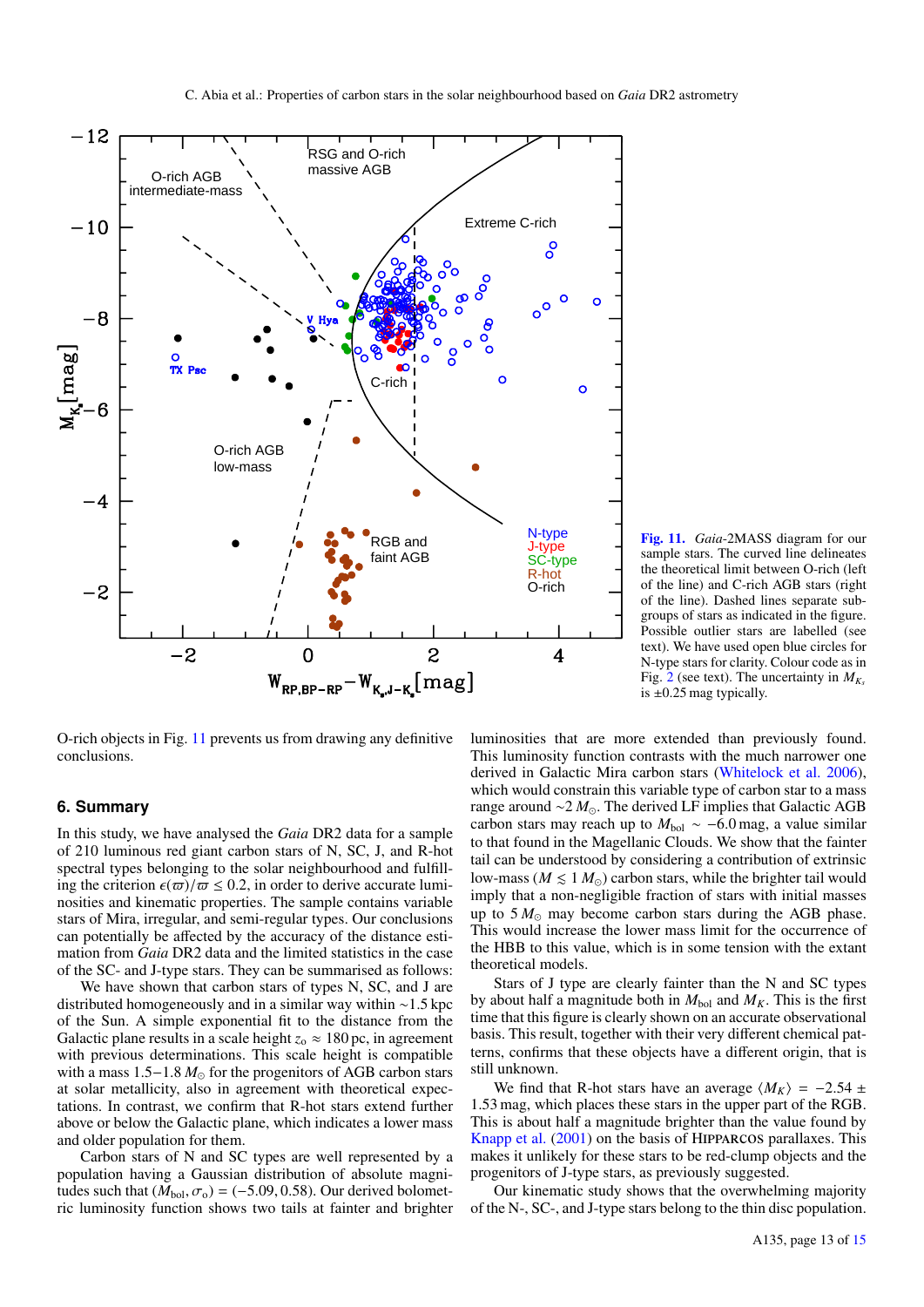**Fig. 11.** *Gaia*-2MASS diagram for our sample stars. The curved line delineates the theoretical limit between O-rich (left of the line) and C-rich AGB stars (right of the line). Dashed lines separate sub-groups of stars as indicated in the figure. Possible outlier stars are labelled (see text). We have used open blue circles for N-type stars for clarity. Colour code as in Fig. 2 (see text). The uncertainty in $M_{K_s}$ is ±0.25 mag typically.

O-rich objects in Fig. 11 prevents us from drawing any definitive conclusions.

## 6. Summary

In this study, we have analysed the *Gaia* DR2 data for a sample of 210 luminous red giant carbon stars of N, SC, J, and R-hot spectral types belonging to the solar neighbourhood and fulfilling the criterion $\epsilon(\varpi)/\varpi \leq 0.2$, in order to derive accurate luminosities and kinematic properties. The sample contains variable stars of Mira, irregular, and semi-regular types. Our conclusions can potentially be affected by the accuracy of the distance estimation from *Gaia* DR2 data and the limited statistics in the case of the SC- and J-type stars. They can be summarised as follows:

We have shown that carbon stars of types N, SC, and J are distributed homogeneously and in a similar way within ~1.5 kpc of the Sun. A simple exponential fit to the distance from the Galactic plane results in a scale height $z_o \approx 180$ pc, in agreement with previous determinations. This scale height is compatible with a mass 1.5−1.8 $M_\odot$ for the progenitors of AGB carbon stars at solar metallicity, also in agreement with theoretical expectations. In contrast, we confirm that R-hot stars extend further above or below the Galactic plane, which indicates a lower mass and older population for them.

Carbon stars of N and SC types are well represented by a population having a Gaussian distribution of absolute magnitudes such that $(M_{\rm bol}, \sigma_o) = (-5.09, 0.58)$. Our derived bolometric luminosity function shows two tails at fainter and brighter luminosities that are more extended than previously found. This luminosity function contrasts with the much narrower one derived in Galactic Mira carbon stars (Whitelock et al. 2006), which would constrain this variable type of carbon star to a mass range around ~2 $M_\odot$. The derived LF implies that Galactic AGB carbon stars may reach up to $M_{\rm bol} \sim -6.0$ mag, a value similar to that found in the Magellanic Clouds. We show that the fainter tail can be understood by considering a contribution of extrinsic low-mass ($M \lesssim 1\,M_\odot$) carbon stars, while the brighter tail would imply that a non-negligible fraction of stars with initial masses up to 5 $M_\odot$ may become carbon stars during the AGB phase. This would increase the lower mass limit for the occurrence of the HBB to this value, which is in some tension with the extant theoretical models.

Stars of J type are clearly fainter than the N and SC types by about half a magnitude both in $M_{\rm bol}$ and $M_K$. This is the first time that this figure is clearly shown on an accurate observational basis. This result, together with their very different chemical patterns, confirms that these objects have a different origin, that is still unknown.

We find that R-hot stars have an average $\langle M_K \rangle = -2.54 \pm 1.53$ mag, which places these stars in the upper part of the RGB. This is about half a magnitude brighter than the value found by Knapp et al. (2001) on the basis of HIPPARCOS parallaxes. This makes it unlikely for these stars to be red-clump objects and the progenitors of J-type stars, as previously suggested.

Our kinematic study shows that the overwhelming majority of the N-, SC-, and J-type stars belong to the thin disc population.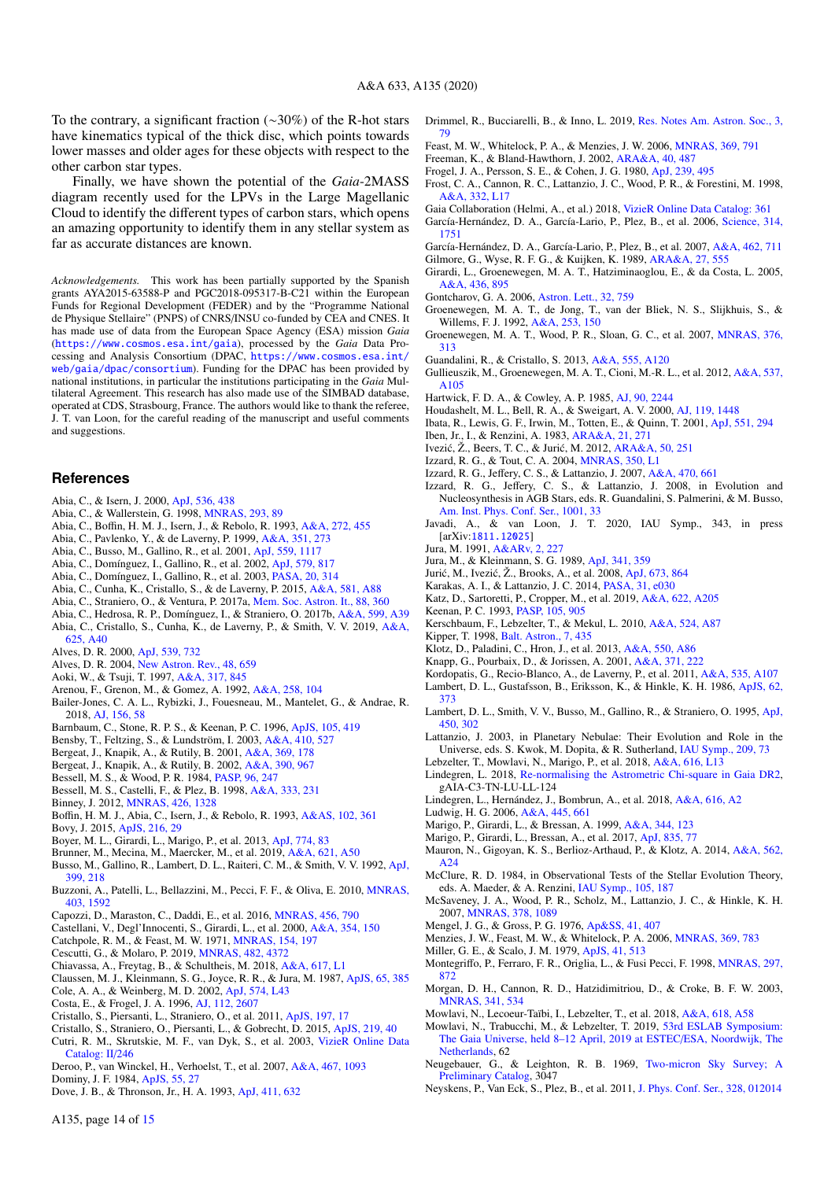To the contrary, a significant fraction (~30%) of the R-hot stars have kinematics typical of the thick disc, which points towards lower masses and older ages for these objects with respect to the other carbon star types.

Finally, we have shown the potential of the *Gaia*-2MASS diagram recently used for the LPVs in the Large Magellanic Cloud to identify the different types of carbon stars, which opens an amazing opportunity to identify them in any stellar system as far as accurate distances are known.

*Acknowledgements.* This work has been partially supported by the Spanish grants AYA2015-63588-P and PGC2018-095317-B-C21 within the European Funds for Regional Development (FEDER) and by the "Programme National de Physique Stellaire" (PNPS) of CNRS/INSU co-funded by CEA and CNES. It has made use of data from the European Space Agency (ESA) mission *Gaia* (https://www.cosmos.esa.int/gaia), processed by the *Gaia* Data Processing and Analysis Consortium (DPAC, https://www.cosmos.esa.int/web/gaia/dpac/consortium). Funding for the DPAC has been provided by national institutions, in particular the institutions participating in the *Gaia* Multilateral Agreement. This research has also made use of the SIMBAD database, operated at CDS, Strasbourg, France. The authors would like to thank the referee, J. T. van Loon, for the careful reading of the manuscript and useful comments and suggestions.

## References

Abia, C., & Isern, J. 2000, ApJ, 536, 438
Abia, C., & Wallerstein, G. 1998, MNRAS, 293, 89
Abia, C., Boffin, H. M. J., Isern, J., & Rebolo, R. 1993, A&A, 272, 455
Abia, C., Pavlenko, Y., & de Laverny, P. 1999, A&A, 351, 273
Abia, C., Busso, M., Gallino, R., et al. 2001, ApJ, 559, 1117
Abia, C., Domínguez, I., Gallino, R., et al. 2002, ApJ, 579, 817
Abia, C., Domínguez, I., Gallino, R., et al. 2003, PASA, 20, 314
Abia, C., Cunha, K., Cristallo, S., & de Laverny, P. 2015, A&A, 581, A88
Abia, C., Straniero, O., & Ventura, P. 2017a, Mem. Soc. Astron. It., 88, 360
Abia, C., Hedrosa, R. P., Domínguez, I., & Straniero, O. 2017b, A&A, 599, A39
Abia, C., Cristallo, S., Cunha, K., de Laverny, P., & Smith, V. V. 2019, A&A, 625, A40
Alves, D. R. 2000, ApJ, 539, 732
Alves, D. R. 2004, New Astron. Rev., 48, 659
Aoki, W., & Tsuji, T. 1997, A&A, 317, 845
Arenou, F., Grenon, M., & Gomez, A. 1992, A&A, 258, 104
Bailer-Jones, C. A. L., Rybizki, J., Fouesneau, M., Mantelet, G., & Andrae, R. 2018, AJ, 156, 58
Barnbaum, C., Stone, R. P. S., & Keenan, P. C. 1996, ApJS, 105, 419
Bensby, T., Feltzing, S., & Lundström, I. 2003, A&A, 410, 527
Bergeat, J., Knapik, A., & Rutily, B. 2001, A&A, 369, 178
Bergeat, J., Knapik, A., & Rutily, B. 2002, A&A, 390, 967
Bessell, M. S., & Wood, P. R. 1984, PASP, 96, 247
Bessell, M. S., Castelli, F., & Plez, B. 1998, A&A, 333, 231
Binney, J. 2012, MNRAS, 426, 1328
Boffin, H. M. J., Abia, C., Isern, J., & Rebolo, R. 1993, A&AS, 102, 361
Bovy, J. 2015, ApJS, 216, 29
Boyer, M. L., Girardi, L., Marigo, P., et al. 2013, ApJ, 774, 83
Brunner, M., Mecina, M., Maercker, M., et al. 2019, A&A, 621, A50
Busso, M., Gallino, R., Lambert, D. L., Raiteri, C. M., & Smith, V. V. 1992, ApJ, 399, 218
Buzzoni, A., Patelli, L., Bellazzini, M., Pecci, F. F., & Oliva, E. 2010, MNRAS, 403, 1592
Capozzi, D., Maraston, C., Daddi, E., et al. 2016, MNRAS, 456, 790
Castellani, V., Degl'Innocenti, S., Girardi, L., et al. 2000, A&A, 354, 150
Catchpole, R. M., & Feast, M. W. 1971, MNRAS, 154, 197
Cescutti, G., & Molaro, P. 2019, MNRAS, 482, 4372
Chiavassa, A., Freytag, B., & Schultheis, M. 2018, A&A, 617, L1
Claussen, M. J., Kleinmann, S. G., Joyce, R. R., & Jura, M. 1987, ApJS, 65, 385
Cole, A. A., & Weinberg, M. D. 2002, ApJ, 574, L43
Costa, E., & Frogel, J. A. 1996, AJ, 112, 2607
Cristallo, S., Piersanti, L., Straniero, O., et al. 2011, ApJS, 197, 17
Cristallo, S., Straniero, O., Piersanti, L., & Gobrecht, D. 2015, ApJS, 219, 40
Cutri, R. M., Skrutskie, M. F., van Dyk, S., et al. 2003, VizieR Online Data Catalog: II/246
Deroo, P., van Winckel, H., Verhoelst, T., et al. 2007, A&A, 467, 1093
Dominy, J. F. 1984, ApJS, 55, 27
Dove, J. B., & Thronson, Jr., H. A. 1993, ApJ, 411, 632
Drimmel, R., Bucciarelli, B., & Inno, L. 2019, Res. Notes Am. Astron. Soc., 3, 79
Feast, M. W., Whitelock, P. A., & Menzies, J. W. 2006, MNRAS, 369, 791
Freeman, K., & Bland-Hawthorn, J. 2002, ARA&A, 40, 487
Frogel, J. A., Persson, S. E., & Cohen, J. G. 1980, ApJ, 239, 495
Frost, C. A., Cannon, R. C., Lattanzio, J. C., Wood, P. R., & Forestini, M. 1998, A&A, 332, L17
Gaia Collaboration (Helmi, A., et al.) 2018, VizieR Online Data Catalog: 361
García-Hernández, D. A., García-Lario, P., Plez, B., et al. 2006, Science, 314, 1751
García-Hernández, D. A., García-Lario, P., Plez, B., et al. 2007, A&A, 462, 711
Gilmore, G., Wyse, R. F. G., & Kuijken, K. 1989, ARA&A, 27, 555
Girardi, L., Groenewegen, M. A. T., Hatziminaoglou, E., & da Costa, L. 2005, A&A, 436, 895
Gontcharov, G. A. 2006, Astron. Lett., 32, 759
Groenewegen, M. A. T., de Jong, T., van der Bliek, N. S., Slijkhuis, S., & Willems, F. J. 1992, A&A, 253, 150
Groenewegen, M. A. T., Wood, P. R., Sloan, G. C., et al. 2007, MNRAS, 376, 313
Guandalini, R., & Cristallo, S. 2013, A&A, 555, A120
Gullieuszik, M., Groenewegen, M. A. T., Cioni, M.-R. L., et al. 2012, A&A, 537, A105
Hartwick, F. D. A., & Cowley, A. P. 1985, AJ, 90, 2244
Houdashelt, M. L., Bell, R. A., & Sweigart, A. V. 2000, AJ, 119, 1448
Ibata, R., Lewis, G. F., Irwin, M., Totten, E., & Quinn, T. 2001, ApJ, 551, 294
Iben, Jr., I., & Renzini, A. 1983, ARA&A, 21, 271
Ivezić, Ž., Beers, T. C., & Jurić, M. 2012, ARA&A, 50, 251
Izzard, R. G., & Tout, C. A. 2004, MNRAS, 350, L1
Izzard, R. G., Jeffery, C. S., & Lattanzio, J. 2007, A&A, 470, 661
Izzard, R. G., Jeffery, C. S., & Lattanzio, J. 2008, in Evolution and Nucleosynthesis in AGB Stars, eds. R. Guandalini, S. Palmerini, & M. Busso, Am. Inst. Phys. Conf. Ser., 1001, 33
Javadi, A., & van Loon, J. T. 2020, IAU Symp., 343, in press [arXiv:1811.12025]
Jura, M. 1991, A&ARv, 2, 227
Jura, M., & Kleinmann, S. G. 1989, ApJ, 341, 359
Jurić, M., Ivezić, Ž., Brooks, A., et al. 2008, ApJ, 673, 864
Karakas, A. I., & Lattanzio, J. C. 2014, PASA, 31, e030
Katz, D., Sartoretti, P., Cropper, M., et al. 2019, A&A, 622, A205
Keenan, P. C. 1993, PASP, 105, 905
Kerschbaum, F., Lebzelter, T., & Mekul, L. 2010, A&A, 524, A87
Kipper, T. 1998, Balt. Astron., 7, 435
Klotz, D., Paladini, C., Hron, J., et al. 2013, A&A, 550, A86
Knapp, G., Pourbaix, D., & Jorissen, A. 2001, A&A, 371, 222
Kordopatis, G., Recio-Blanco, A., de Laverny, P., et al. 2011, A&A, 535, A107
Lambert, D. L., Gustafsson, B., Eriksson, K., & Hinkle, K. H. 1986, ApJS, 62, 373
Lambert, D. L., Smith, V. V., Busso, M., Gallino, R., & Straniero, O. 1995, ApJ, 450, 302
Lattanzio, J. 2003, in Planetary Nebulae: Their Evolution and Role in the Universe, eds. S. Kwok, M. Dopita, & R. Sutherland, IAU Symp., 209, 73
Lebzelter, T., Mowlavi, N., Marigo, P., et al. 2018, A&A, 616, L13
Lindegren, L. 2018, Re-normalising the Astrometric Chi-square in Gaia DR2, gAIA-C3-TN-LU-LL-124
Lindegren, L., Hernández, J., Bombrun, A., et al. 2018, A&A, 616, A2
Ludwig, H. G. 2006, A&A, 445, 661
Marigo, P., Girardi, L., & Bressan, A. 1999, A&A, 344, 123
Marigo, P., Girardi, L., Bressan, A., et al. 2017, ApJ, 835, 77
Mauron, N., Gigoyan, K. S., Berlioz-Arthaud, P., & Klotz, A. 2014, A&A, 562, A24
McClure, R. D. 1984, in Observational Tests of the Stellar Evolution Theory, eds. A. Maeder, & A. Renzini, IAU Symp., 105, 187
McSaveney, J. A., Wood, P. R., Scholz, M., Lattanzio, J. C., & Hinkle, K. H. 2007, MNRAS, 378, 1089
Mengel, J. G., & Gross, P. G. 1976, Ap&SS, 41, 407
Menzies, J. W., Feast, M. W., & Whitelock, P. A. 2006, MNRAS, 369, 783
Miller, G. E., & Scalo, J. M. 1979, ApJS, 41, 513
Montegriffo, P., Ferraro, F. R., Origlia, L., & Fusi Pecci, F. 1998, MNRAS, 297, 872
Morgan, D. H., Cannon, R. D., Hatzidimitriou, D., & Croke, B. F. W. 2003, MNRAS, 341, 534
Mowlavi, N., Lecoeur-Taïbi, I., Lebzelter, T., et al. 2018, A&A, 618, A58
Mowlavi, N., Trabucchi, M., & Lebzelter, T. 2019, 53rd ESLAB Symposium: The Gaia Universe, held 8–12 April, 2019 at ESTEC/ESA, Noordwijk, The Netherlands, 62
Neugebauer, G., & Leighton, R. B. 1969, Two-micron Sky Survey; A Preliminary Catalog, 3047
Neyskens, P., Van Eck, S., Plez, B., et al. 2011, J. Phys. Conf. Ser., 328, 012014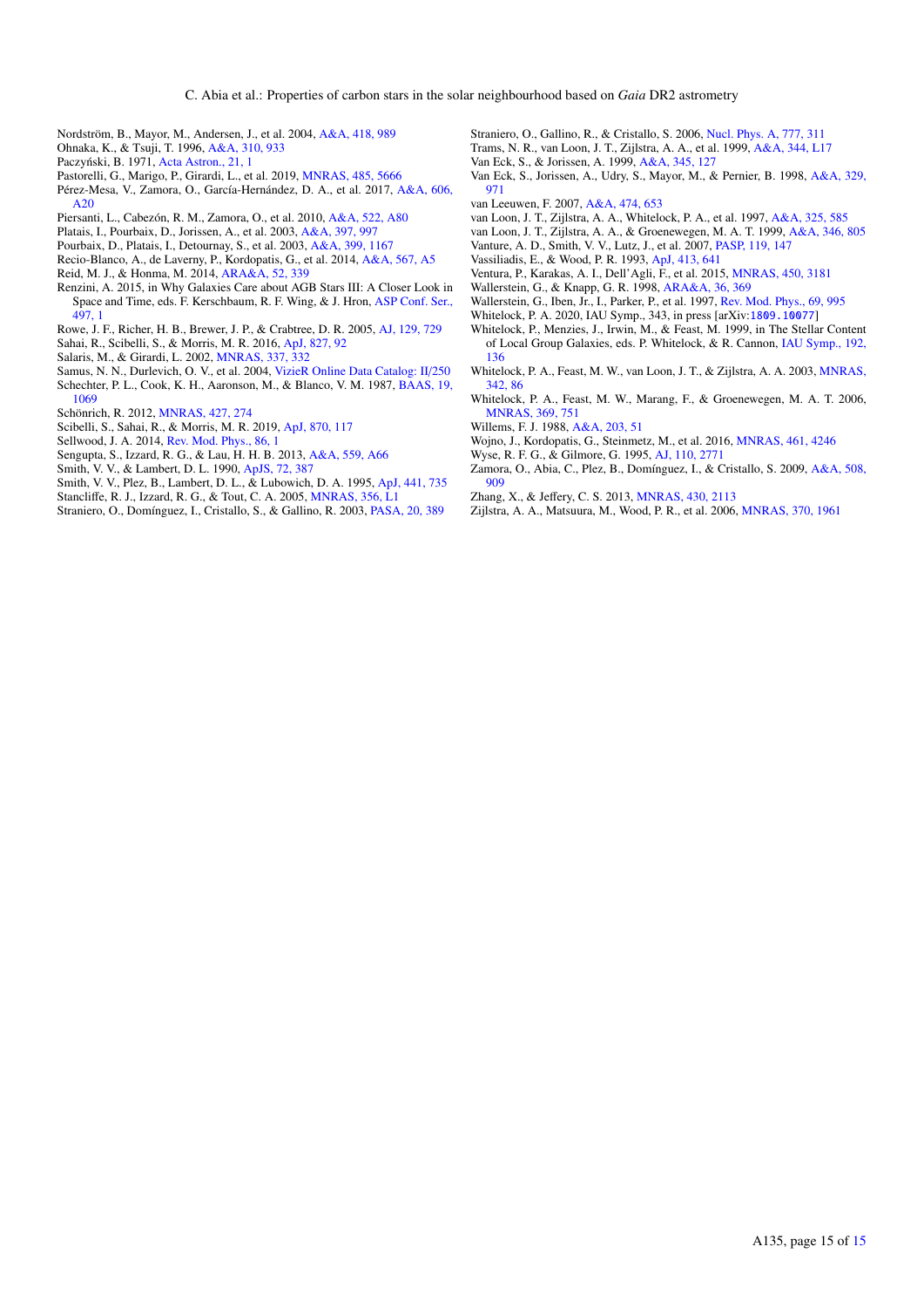Nordström, B., Mayor, M., Andersen, J., et al. 2004, A&A, 418, 989
Ohnaka, K., & Tsuji, T. 1996, A&A, 310, 933
Paczyński, B. 1971, Acta Astron., 21, 1
Pastorelli, G., Marigo, P., Girardi, L., et al. 2019, MNRAS, 485, 5666
Pérez-Mesa, V., Zamora, O., García-Hernández, D. A., et al. 2017, A&A, 606, A20
Piersanti, L., Cabezón, R. M., Zamora, O., et al. 2010, A&A, 522, A80
Platais, I., Pourbaix, D., Jorissen, A., et al. 2003, A&A, 397, 997
Pourbaix, D., Platais, I., Detournay, S., et al. 2003, A&A, 399, 1167
Recio-Blanco, A., de Laverny, P., Kordopatis, G., et al. 2014, A&A, 567, A5
Reid, M. J., & Honma, M. 2014, ARA&A, 52, 339
Renzini, A. 2015, in Why Galaxies Care about AGB Stars III: A Closer Look in Space and Time, eds. F. Kerschbaum, R. F. Wing, & J. Hron, ASP Conf. Ser., 497, 1
Rowe, J. F., Richer, H. B., Brewer, J. P., & Crabtree, D. R. 2005, AJ, 129, 729
Sahai, R., Scibelli, S., & Morris, M. R. 2016, ApJ, 827, 92
Salaris, M., & Girardi, L. 2002, MNRAS, 337, 332
Samus, N. N., Durlevich, O. V., et al. 2004, VizieR Online Data Catalog: II/250
Schechter, P. L., Cook, K. H., Aaronson, M., & Blanco, V. M. 1987, BAAS, 19, 1069
Schönrich, R. 2012, MNRAS, 427, 274
Scibelli, S., Sahai, R., & Morris, M. R. 2019, ApJ, 870, 117
Sellwood, J. A. 2014, Rev. Mod. Phys., 86, 1
Sengupta, S., Izzard, R. G., & Lau, H. H. B. 2013, A&A, 559, A66
Smith, V. V., & Lambert, D. L. 1990, ApJS, 72, 387
Smith, V. V., Plez, B., Lambert, D. L., & Lubowich, D. A. 1995, ApJ, 441, 735
Stancliffe, R. J., Izzard, R. G., & Tout, C. A. 2005, MNRAS, 356, L1
Straniero, O., Domínguez, I., Cristallo, S., & Gallino, R. 2003, PASA, 20, 389
Straniero, O., Gallino, R., & Cristallo, S. 2006, Nucl. Phys. A, 777, 311
Trams, N. R., van Loon, J. T., Zijlstra, A. A., et al. 1999, A&A, 344, L17
Van Eck, S., & Jorissen, A. 1999, A&A, 345, 127
Van Eck, S., Jorissen, A., Udry, S., Mayor, M., & Pernier, B. 1998, A&A, 329, 971
van Leeuwen, F. 2007, A&A, 474, 653
van Loon, J. T., Zijlstra, A. A., Whitelock, P. A., et al. 1997, A&A, 325, 585
van Loon, J. T., Zijlstra, A. A., & Groenewegen, M. A. T. 1999, A&A, 346, 805
Vanture, A. D., Smith, V. V., Lutz, J., et al. 2007, PASP, 119, 147
Vassiliadis, E., & Wood, P. R. 1993, ApJ, 413, 641
Ventura, P., Karakas, A. I., Dell'Agli, F., et al. 2015, MNRAS, 450, 3181
Wallerstein, G., & Knapp, G. R. 1998, ARA&A, 36, 369
Wallerstein, G., Iben, Jr., I., Parker, P., et al. 1997, Rev. Mod. Phys., 69, 995
Whitelock, P. A. 2020, IAU Symp., 343, in press [arXiv:1809.10077]
Whitelock, P., Menzies, J., Irwin, M., & Feast, M. 1999, in The Stellar Content of Local Group Galaxies, eds. P. Whitelock, & R. Cannon, IAU Symp., 192, 136
Whitelock, P. A., Feast, M. W., van Loon, J. T., & Zijlstra, A. A. 2003, MNRAS, 342, 86
Whitelock, P. A., Feast, M. W., Marang, F., & Groenewegen, M. A. T. 2006, MNRAS, 369, 751
Willems, F. J. 1988, A&A, 203, 51
Wojno, J., Kordopatis, G., Steinmetz, M., et al. 2016, MNRAS, 461, 4246
Wyse, R. F. G., & Gilmore, G. 1995, AJ, 110, 2771
Zamora, O., Abia, C., Plez, B., Domínguez, I., & Cristallo, S. 2009, A&A, 508, 909
Zhang, X., & Jeffery, C. S. 2013, MNRAS, 430, 2113
Zijlstra, A. A., Matsuura, M., Wood, P. R., et al. 2006, MNRAS, 370, 1961